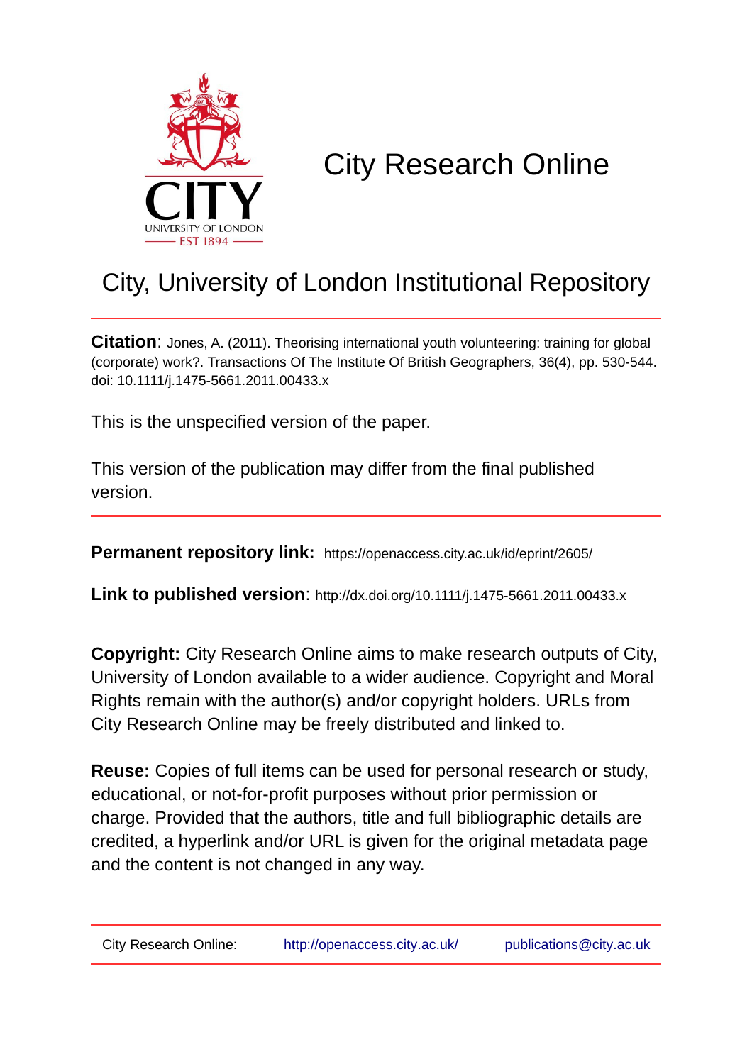CITY
UNIVERSITY OF LONDON
EST 1894

# City Research Online

## City, University of London Institutional Repository

**Citation**: Jones, A. (2011). Theorising international youth volunteering: training for global (corporate) work?. Transactions Of The Institute Of British Geographers, 36(4), pp. 530-544. doi: 10.1111/j.1475-5661.2011.00433.x

This is the unspecified version of the paper.

This version of the publication may differ from the final published version.

**Permanent repository link:** https://openaccess.city.ac.uk/id/eprint/2605/

**Link to published version**: http://dx.doi.org/10.1111/j.1475-5661.2011.00433.x

**Copyright:** City Research Online aims to make research outputs of City, University of London available to a wider audience. Copyright and Moral Rights remain with the author(s) and/or copyright holders. URLs from City Research Online may be freely distributed and linked to.

**Reuse:** Copies of full items can be used for personal research or study, educational, or not-for-profit purposes without prior permission or charge. Provided that the authors, title and full bibliographic details are credited, a hyperlink and/or URL is given for the original metadata page and the content is not changed in any way.

City Research Online: http://openaccess.city.ac.uk/ publications@city.ac.uk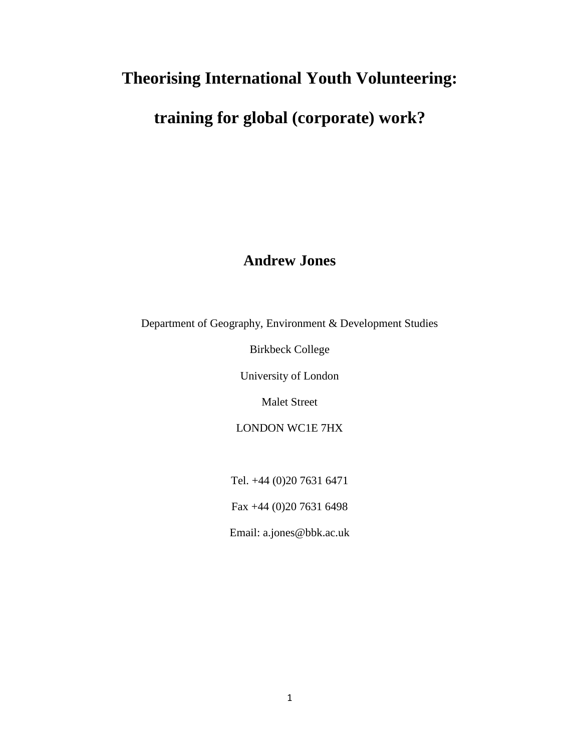# Theorising International Youth Volunteering:

# training for global (corporate) work?

**Andrew Jones**

Department of Geography, Environment & Development Studies

Birkbeck College

University of London

Malet Street

LONDON WC1E 7HX

Tel. +44 (0)20 7631 6471

Fax +44 (0)20 7631 6498

Email: a.jones@bbk.ac.uk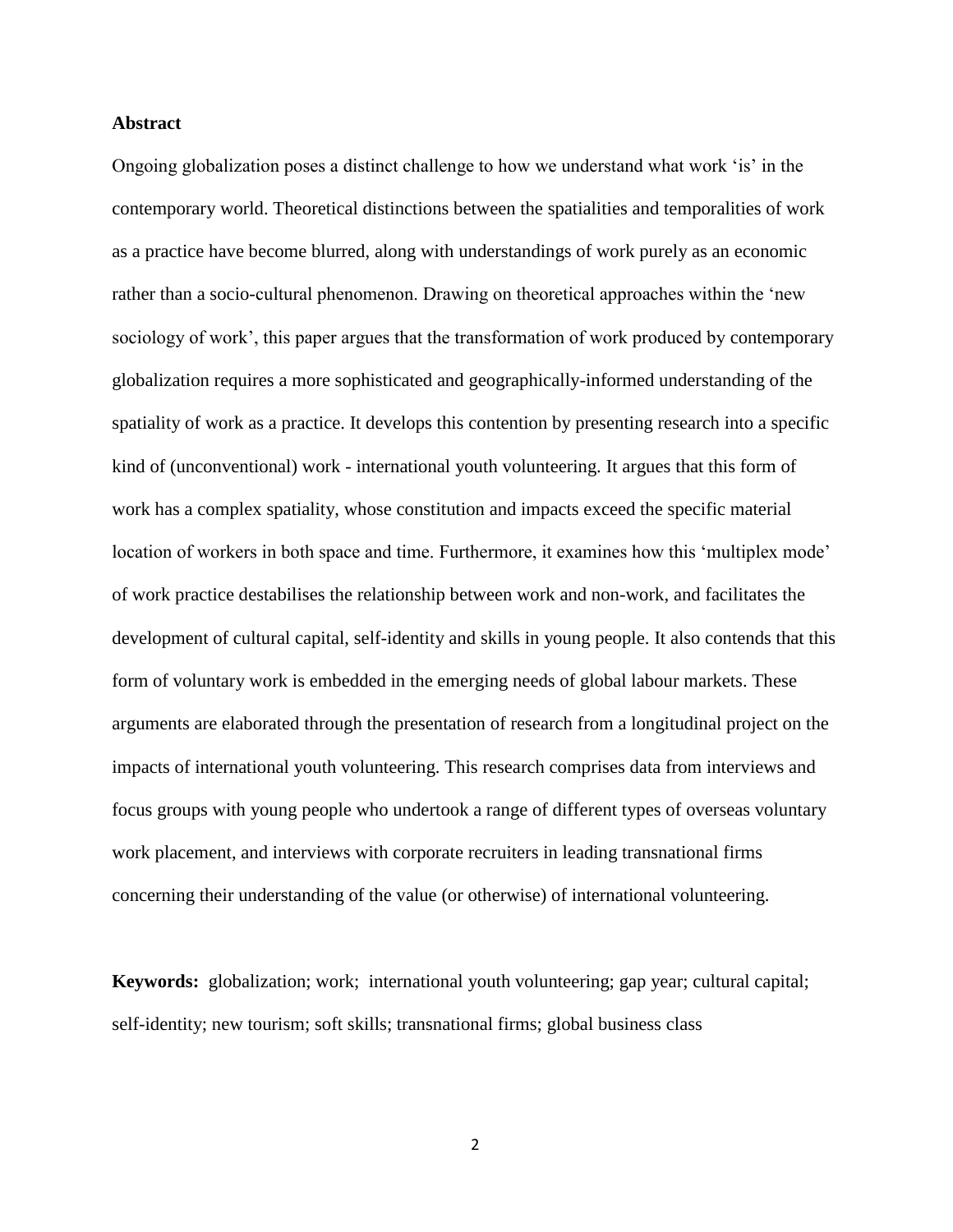**Abstract**

Ongoing globalization poses a distinct challenge to how we understand what work 'is' in the contemporary world. Theoretical distinctions between the spatialities and temporalities of work as a practice have become blurred, along with understandings of work purely as an economic rather than a socio-cultural phenomenon. Drawing on theoretical approaches within the 'new sociology of work', this paper argues that the transformation of work produced by contemporary globalization requires a more sophisticated and geographically-informed understanding of the spatiality of work as a practice. It develops this contention by presenting research into a specific kind of (unconventional) work - international youth volunteering. It argues that this form of work has a complex spatiality, whose constitution and impacts exceed the specific material location of workers in both space and time. Furthermore, it examines how this 'multiplex mode' of work practice destabilises the relationship between work and non-work, and facilitates the development of cultural capital, self-identity and skills in young people. It also contends that this form of voluntary work is embedded in the emerging needs of global labour markets. These arguments are elaborated through the presentation of research from a longitudinal project on the impacts of international youth volunteering. This research comprises data from interviews and focus groups with young people who undertook a range of different types of overseas voluntary work placement, and interviews with corporate recruiters in leading transnational firms concerning their understanding of the value (or otherwise) of international volunteering.

**Keywords:** globalization; work; international youth volunteering; gap year; cultural capital; self-identity; new tourism; soft skills; transnational firms; global business class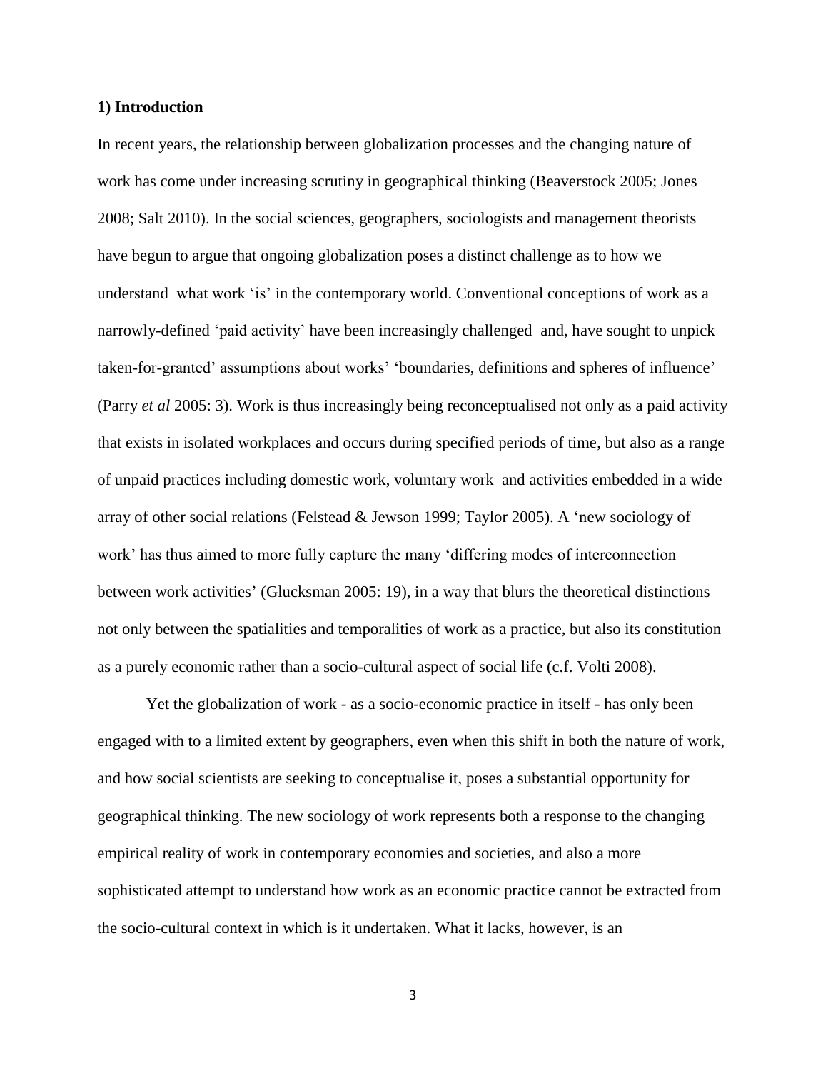**1) Introduction**

In recent years, the relationship between globalization processes and the changing nature of work has come under increasing scrutiny in geographical thinking (Beaverstock 2005; Jones 2008; Salt 2010). In the social sciences, geographers, sociologists and management theorists have begun to argue that ongoing globalization poses a distinct challenge as to how we understand what work 'is' in the contemporary world. Conventional conceptions of work as a narrowly-defined 'paid activity' have been increasingly challenged and, have sought to unpick taken-for-granted' assumptions about works' 'boundaries, definitions and spheres of influence' (Parry *et al* 2005: 3). Work is thus increasingly being reconceptualised not only as a paid activity that exists in isolated workplaces and occurs during specified periods of time, but also as a range of unpaid practices including domestic work, voluntary work and activities embedded in a wide array of other social relations (Felstead & Jewson 1999; Taylor 2005). A 'new sociology of work' has thus aimed to more fully capture the many 'differing modes of interconnection between work activities' (Glucksman 2005: 19), in a way that blurs the theoretical distinctions not only between the spatialities and temporalities of work as a practice, but also its constitution as a purely economic rather than a socio-cultural aspect of social life (c.f. Volti 2008).

Yet the globalization of work - as a socio-economic practice in itself - has only been engaged with to a limited extent by geographers, even when this shift in both the nature of work, and how social scientists are seeking to conceptualise it, poses a substantial opportunity for geographical thinking. The new sociology of work represents both a response to the changing empirical reality of work in contemporary economies and societies, and also a more sophisticated attempt to understand how work as an economic practice cannot be extracted from the socio-cultural context in which is it undertaken. What it lacks, however, is an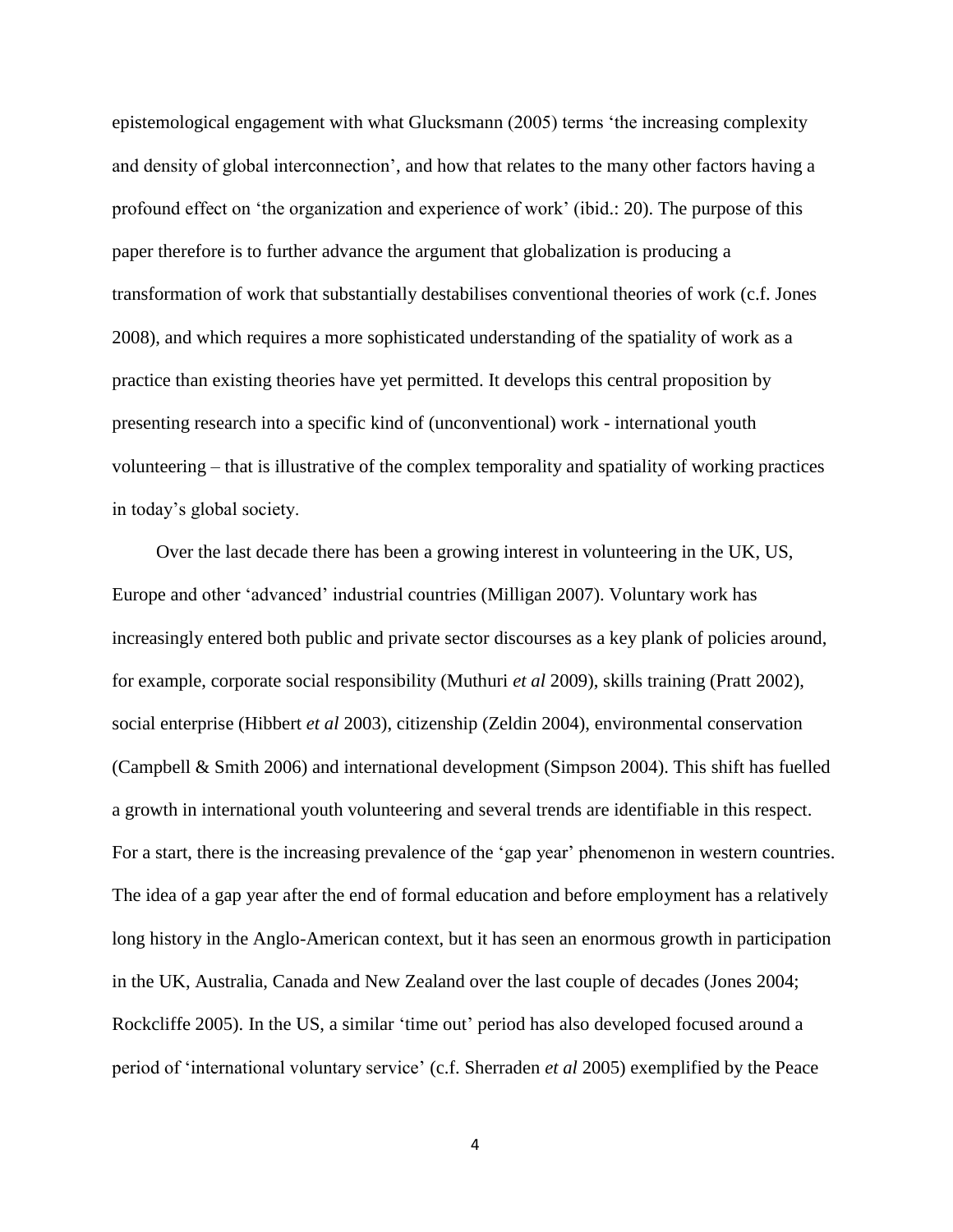epistemological engagement with what Glucksmann (2005) terms 'the increasing complexity and density of global interconnection', and how that relates to the many other factors having a profound effect on 'the organization and experience of work' (ibid.: 20). The purpose of this paper therefore is to further advance the argument that globalization is producing a transformation of work that substantially destabilises conventional theories of work (c.f. Jones 2008), and which requires a more sophisticated understanding of the spatiality of work as a practice than existing theories have yet permitted. It develops this central proposition by presenting research into a specific kind of (unconventional) work - international youth volunteering – that is illustrative of the complex temporality and spatiality of working practices in today's global society.

Over the last decade there has been a growing interest in volunteering in the UK, US, Europe and other 'advanced' industrial countries (Milligan 2007). Voluntary work has increasingly entered both public and private sector discourses as a key plank of policies around, for example, corporate social responsibility (Muthuri *et al* 2009), skills training (Pratt 2002), social enterprise (Hibbert *et al* 2003), citizenship (Zeldin 2004), environmental conservation (Campbell & Smith 2006) and international development (Simpson 2004). This shift has fuelled a growth in international youth volunteering and several trends are identifiable in this respect. For a start, there is the increasing prevalence of the 'gap year' phenomenon in western countries. The idea of a gap year after the end of formal education and before employment has a relatively long history in the Anglo-American context, but it has seen an enormous growth in participation in the UK, Australia, Canada and New Zealand over the last couple of decades (Jones 2004; Rockcliffe 2005). In the US, a similar 'time out' period has also developed focused around a period of 'international voluntary service' (c.f. Sherraden *et al* 2005) exemplified by the Peace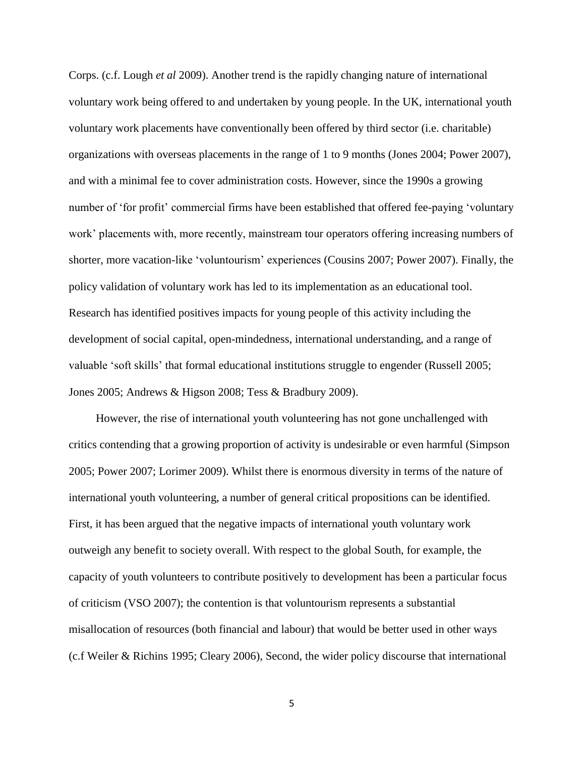Corps. (c.f. Lough *et al* 2009). Another trend is the rapidly changing nature of international voluntary work being offered to and undertaken by young people. In the UK, international youth voluntary work placements have conventionally been offered by third sector (i.e. charitable) organizations with overseas placements in the range of 1 to 9 months (Jones 2004; Power 2007), and with a minimal fee to cover administration costs. However, since the 1990s a growing number of 'for profit' commercial firms have been established that offered fee-paying 'voluntary work' placements with, more recently, mainstream tour operators offering increasing numbers of shorter, more vacation-like 'voluntourism' experiences (Cousins 2007; Power 2007). Finally, the policy validation of voluntary work has led to its implementation as an educational tool. Research has identified positives impacts for young people of this activity including the development of social capital, open-mindedness, international understanding, and a range of valuable 'soft skills' that formal educational institutions struggle to engender (Russell 2005; Jones 2005; Andrews & Higson 2008; Tess & Bradbury 2009).

However, the rise of international youth volunteering has not gone unchallenged with critics contending that a growing proportion of activity is undesirable or even harmful (Simpson 2005; Power 2007; Lorimer 2009). Whilst there is enormous diversity in terms of the nature of international youth volunteering, a number of general critical propositions can be identified. First, it has been argued that the negative impacts of international youth voluntary work outweigh any benefit to society overall. With respect to the global South, for example, the capacity of youth volunteers to contribute positively to development has been a particular focus of criticism (VSO 2007); the contention is that voluntourism represents a substantial misallocation of resources (both financial and labour) that would be better used in other ways (c.f Weiler & Richins 1995; Cleary 2006), Second, the wider policy discourse that international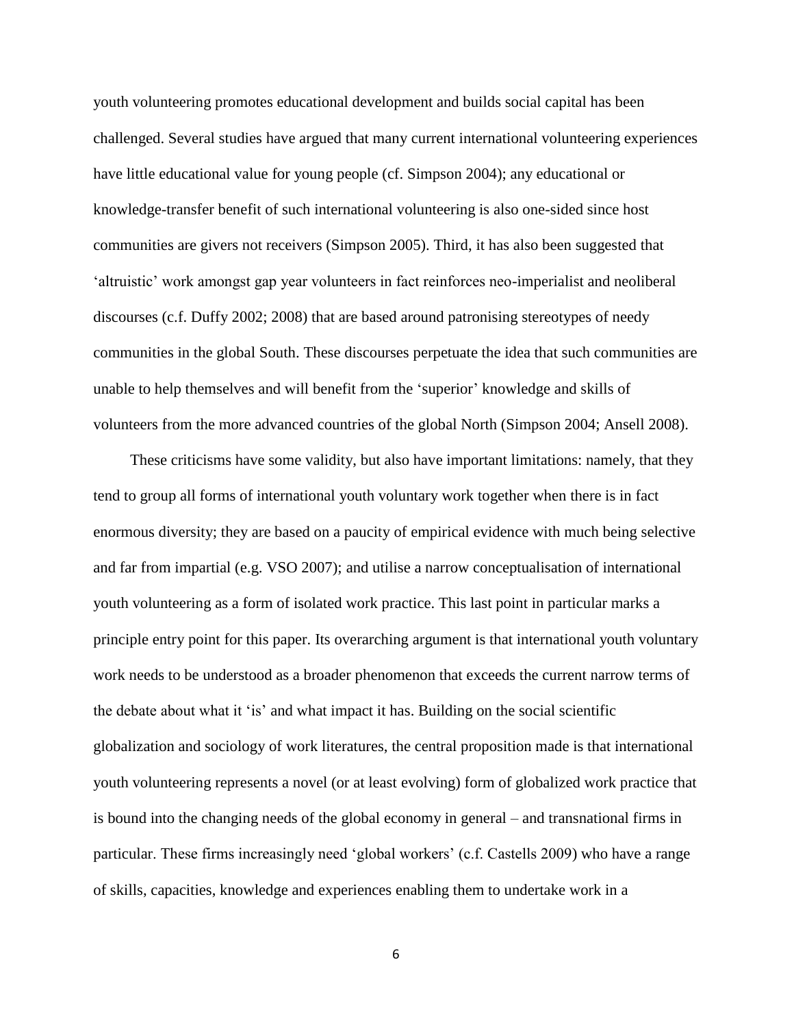youth volunteering promotes educational development and builds social capital has been challenged. Several studies have argued that many current international volunteering experiences have little educational value for young people (cf. Simpson 2004); any educational or knowledge-transfer benefit of such international volunteering is also one-sided since host communities are givers not receivers (Simpson 2005). Third, it has also been suggested that 'altruistic' work amongst gap year volunteers in fact reinforces neo-imperialist and neoliberal discourses (c.f. Duffy 2002; 2008) that are based around patronising stereotypes of needy communities in the global South. These discourses perpetuate the idea that such communities are unable to help themselves and will benefit from the 'superior' knowledge and skills of volunteers from the more advanced countries of the global North (Simpson 2004; Ansell 2008).

These criticisms have some validity, but also have important limitations: namely, that they tend to group all forms of international youth voluntary work together when there is in fact enormous diversity; they are based on a paucity of empirical evidence with much being selective and far from impartial (e.g. VSO 2007); and utilise a narrow conceptualisation of international youth volunteering as a form of isolated work practice. This last point in particular marks a principle entry point for this paper. Its overarching argument is that international youth voluntary work needs to be understood as a broader phenomenon that exceeds the current narrow terms of the debate about what it 'is' and what impact it has. Building on the social scientific globalization and sociology of work literatures, the central proposition made is that international youth volunteering represents a novel (or at least evolving) form of globalized work practice that is bound into the changing needs of the global economy in general – and transnational firms in particular. These firms increasingly need 'global workers' (c.f. Castells 2009) who have a range of skills, capacities, knowledge and experiences enabling them to undertake work in a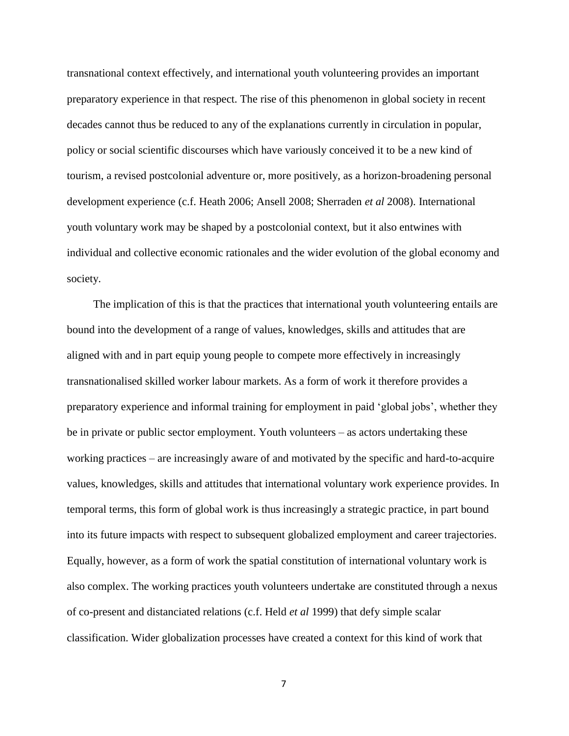transnational context effectively, and international youth volunteering provides an important preparatory experience in that respect. The rise of this phenomenon in global society in recent decades cannot thus be reduced to any of the explanations currently in circulation in popular, policy or social scientific discourses which have variously conceived it to be a new kind of tourism, a revised postcolonial adventure or, more positively, as a horizon-broadening personal development experience (c.f. Heath 2006; Ansell 2008; Sherraden *et al* 2008). International youth voluntary work may be shaped by a postcolonial context, but it also entwines with individual and collective economic rationales and the wider evolution of the global economy and society.

The implication of this is that the practices that international youth volunteering entails are bound into the development of a range of values, knowledges, skills and attitudes that are aligned with and in part equip young people to compete more effectively in increasingly transnationalised skilled worker labour markets. As a form of work it therefore provides a preparatory experience and informal training for employment in paid 'global jobs', whether they be in private or public sector employment. Youth volunteers – as actors undertaking these working practices – are increasingly aware of and motivated by the specific and hard-to-acquire values, knowledges, skills and attitudes that international voluntary work experience provides. In temporal terms, this form of global work is thus increasingly a strategic practice, in part bound into its future impacts with respect to subsequent globalized employment and career trajectories. Equally, however, as a form of work the spatial constitution of international voluntary work is also complex. The working practices youth volunteers undertake are constituted through a nexus of co-present and distanciated relations (c.f. Held *et al* 1999) that defy simple scalar classification. Wider globalization processes have created a context for this kind of work that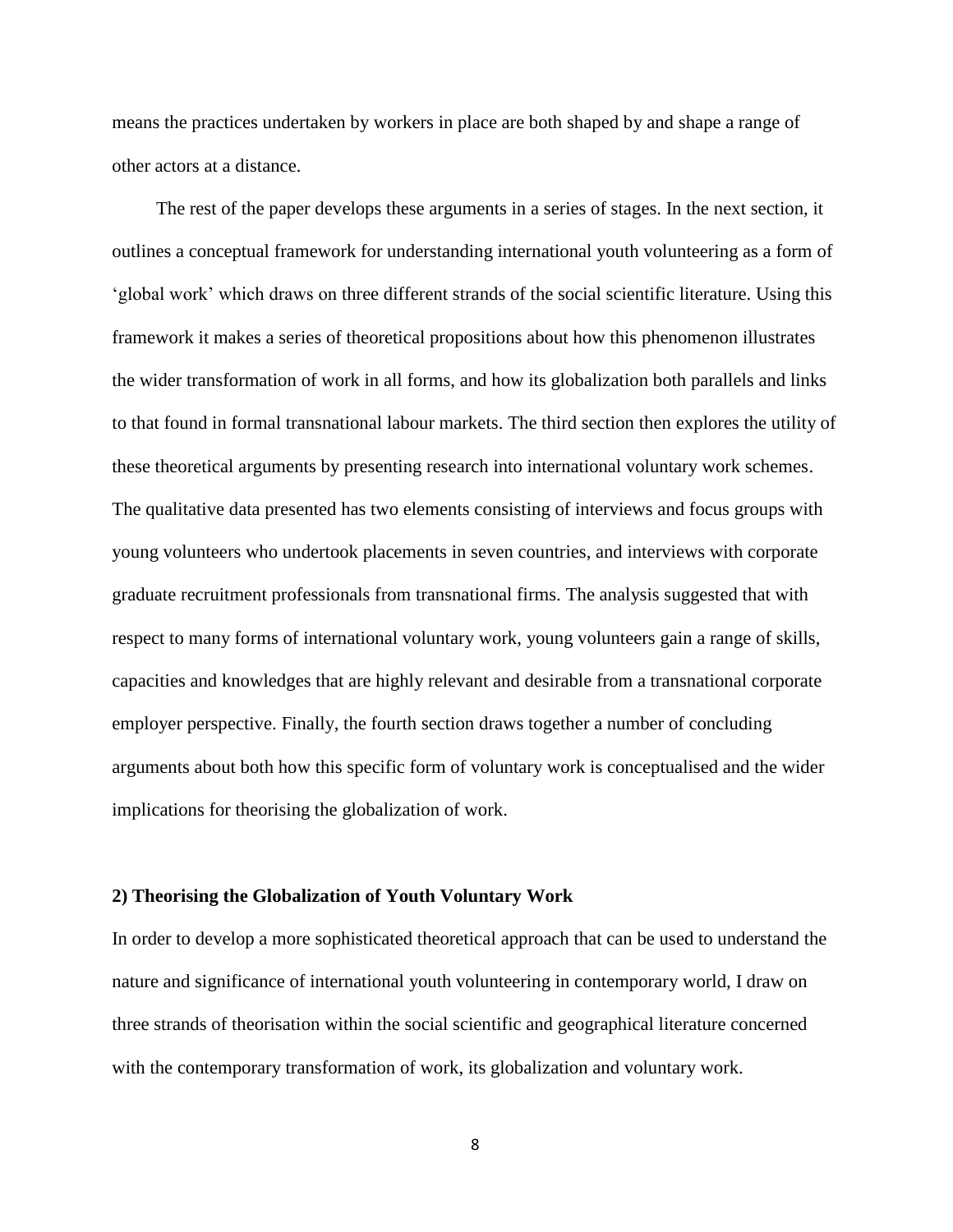means the practices undertaken by workers in place are both shaped by and shape a range of other actors at a distance.

The rest of the paper develops these arguments in a series of stages. In the next section, it outlines a conceptual framework for understanding international youth volunteering as a form of 'global work' which draws on three different strands of the social scientific literature. Using this framework it makes a series of theoretical propositions about how this phenomenon illustrates the wider transformation of work in all forms, and how its globalization both parallels and links to that found in formal transnational labour markets. The third section then explores the utility of these theoretical arguments by presenting research into international voluntary work schemes. The qualitative data presented has two elements consisting of interviews and focus groups with young volunteers who undertook placements in seven countries, and interviews with corporate graduate recruitment professionals from transnational firms. The analysis suggested that with respect to many forms of international voluntary work, young volunteers gain a range of skills, capacities and knowledges that are highly relevant and desirable from a transnational corporate employer perspective. Finally, the fourth section draws together a number of concluding arguments about both how this specific form of voluntary work is conceptualised and the wider implications for theorising the globalization of work.

## 2) Theorising the Globalization of Youth Voluntary Work

In order to develop a more sophisticated theoretical approach that can be used to understand the nature and significance of international youth volunteering in contemporary world, I draw on three strands of theorisation within the social scientific and geographical literature concerned with the contemporary transformation of work, its globalization and voluntary work.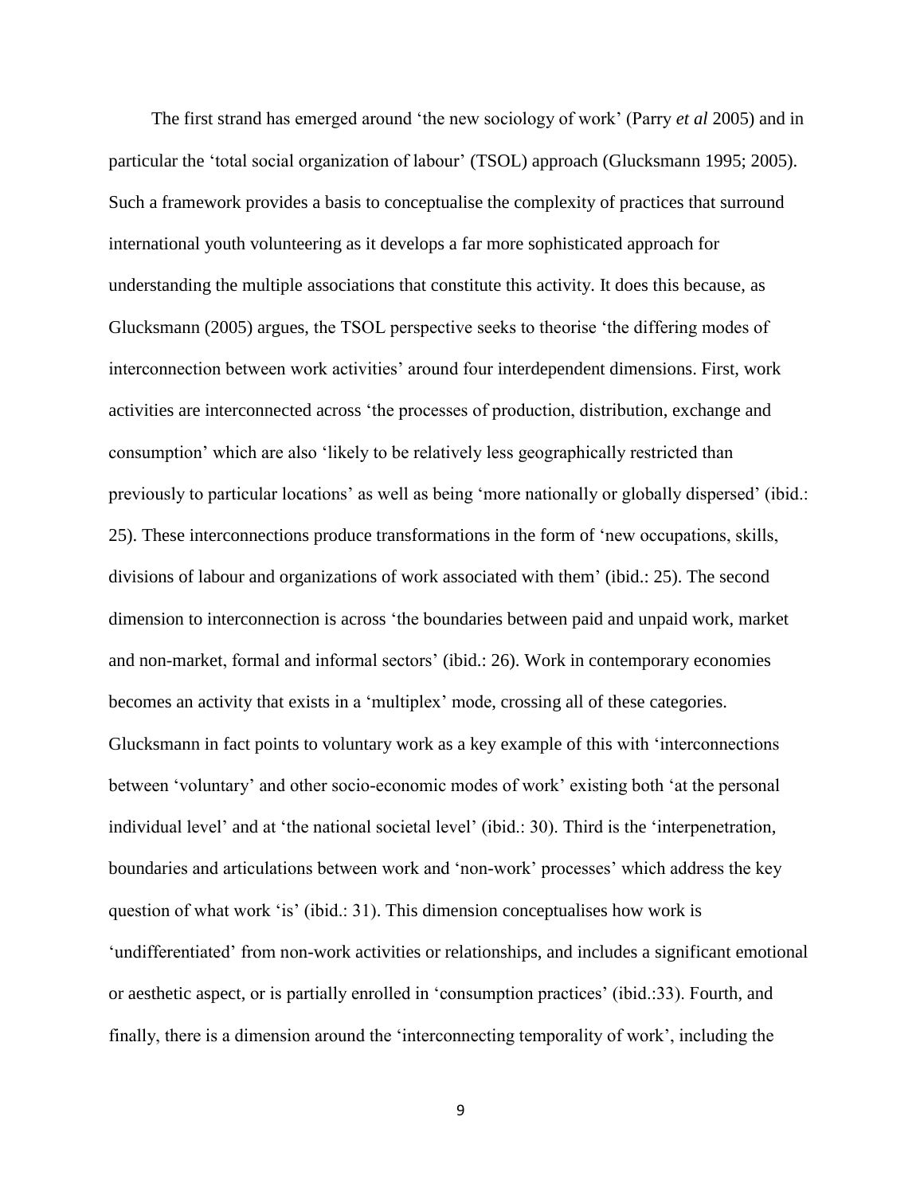The first strand has emerged around 'the new sociology of work' (Parry *et al* 2005) and in particular the 'total social organization of labour' (TSOL) approach (Glucksmann 1995; 2005). Such a framework provides a basis to conceptualise the complexity of practices that surround international youth volunteering as it develops a far more sophisticated approach for understanding the multiple associations that constitute this activity. It does this because, as Glucksmann (2005) argues, the TSOL perspective seeks to theorise 'the differing modes of interconnection between work activities' around four interdependent dimensions. First, work activities are interconnected across 'the processes of production, distribution, exchange and consumption' which are also 'likely to be relatively less geographically restricted than previously to particular locations' as well as being 'more nationally or globally dispersed' (ibid.: 25). These interconnections produce transformations in the form of 'new occupations, skills, divisions of labour and organizations of work associated with them' (ibid.: 25). The second dimension to interconnection is across 'the boundaries between paid and unpaid work, market and non-market, formal and informal sectors' (ibid.: 26). Work in contemporary economies becomes an activity that exists in a 'multiplex' mode, crossing all of these categories. Glucksmann in fact points to voluntary work as a key example of this with 'interconnections between 'voluntary' and other socio-economic modes of work' existing both 'at the personal individual level' and at 'the national societal level' (ibid.: 30). Third is the 'interpenetration, boundaries and articulations between work and 'non-work' processes' which address the key question of what work 'is' (ibid.: 31). This dimension conceptualises how work is 'undifferentiated' from non-work activities or relationships, and includes a significant emotional or aesthetic aspect, or is partially enrolled in 'consumption practices' (ibid.:33). Fourth, and finally, there is a dimension around the 'interconnecting temporality of work', including the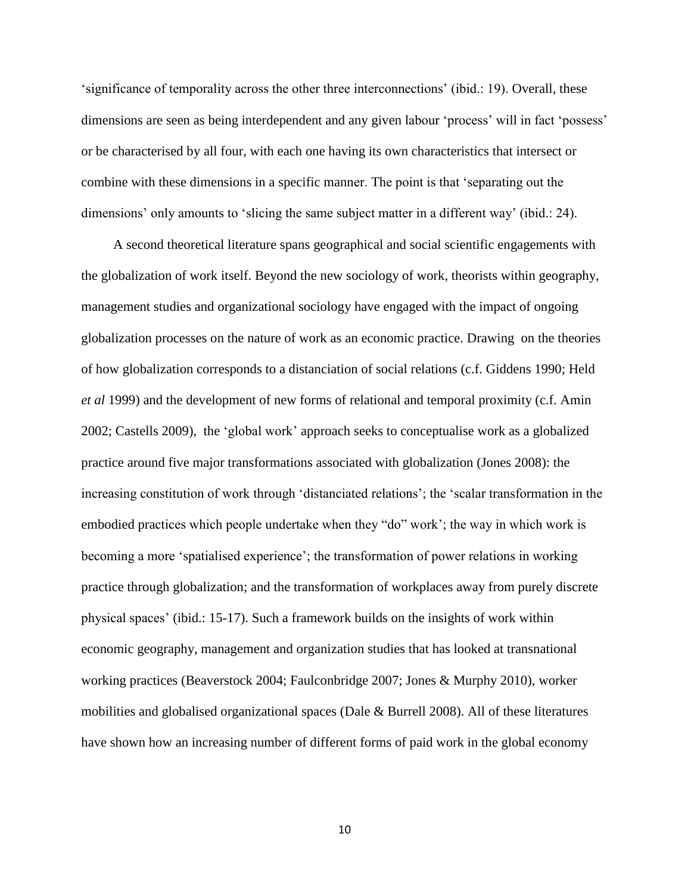'significance of temporality across the other three interconnections' (ibid.: 19). Overall, these dimensions are seen as being interdependent and any given labour 'process' will in fact 'possess' or be characterised by all four, with each one having its own characteristics that intersect or combine with these dimensions in a specific manner. The point is that 'separating out the dimensions' only amounts to 'slicing the same subject matter in a different way' (ibid.: 24).

A second theoretical literature spans geographical and social scientific engagements with the globalization of work itself. Beyond the new sociology of work, theorists within geography, management studies and organizational sociology have engaged with the impact of ongoing globalization processes on the nature of work as an economic practice. Drawing on the theories of how globalization corresponds to a distanciation of social relations (c.f. Giddens 1990; Held *et al* 1999) and the development of new forms of relational and temporal proximity (c.f. Amin 2002; Castells 2009), the 'global work' approach seeks to conceptualise work as a globalized practice around five major transformations associated with globalization (Jones 2008): the increasing constitution of work through 'distanciated relations'; the 'scalar transformation in the embodied practices which people undertake when they "do" work'; the way in which work is becoming a more 'spatialised experience'; the transformation of power relations in working practice through globalization; and the transformation of workplaces away from purely discrete physical spaces' (ibid.: 15-17). Such a framework builds on the insights of work within economic geography, management and organization studies that has looked at transnational working practices (Beaverstock 2004; Faulconbridge 2007; Jones & Murphy 2010), worker mobilities and globalised organizational spaces (Dale & Burrell 2008). All of these literatures have shown how an increasing number of different forms of paid work in the global economy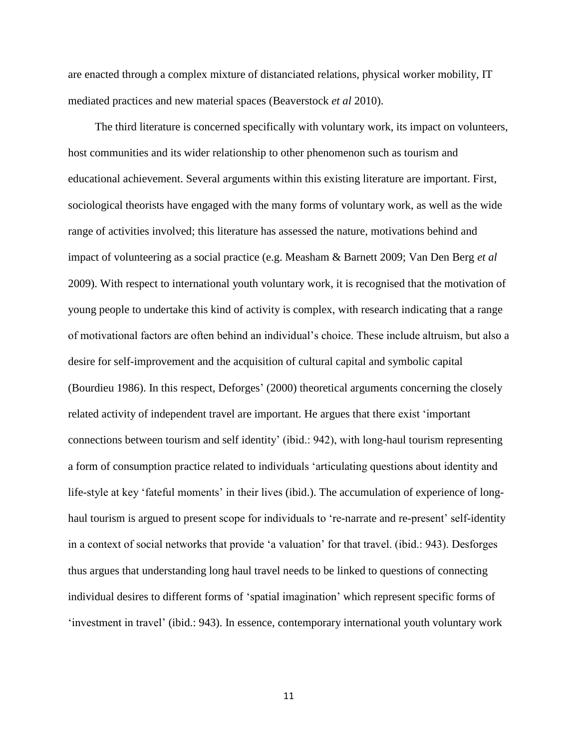are enacted through a complex mixture of distanciated relations, physical worker mobility, IT mediated practices and new material spaces (Beaverstock *et al* 2010).

The third literature is concerned specifically with voluntary work, its impact on volunteers, host communities and its wider relationship to other phenomenon such as tourism and educational achievement. Several arguments within this existing literature are important. First, sociological theorists have engaged with the many forms of voluntary work, as well as the wide range of activities involved; this literature has assessed the nature, motivations behind and impact of volunteering as a social practice (e.g. Measham & Barnett 2009; Van Den Berg *et al* 2009). With respect to international youth voluntary work, it is recognised that the motivation of young people to undertake this kind of activity is complex, with research indicating that a range of motivational factors are often behind an individual's choice. These include altruism, but also a desire for self-improvement and the acquisition of cultural capital and symbolic capital (Bourdieu 1986). In this respect, Deforges' (2000) theoretical arguments concerning the closely related activity of independent travel are important. He argues that there exist 'important connections between tourism and self identity' (ibid.: 942), with long-haul tourism representing a form of consumption practice related to individuals 'articulating questions about identity and life-style at key 'fateful moments' in their lives (ibid.). The accumulation of experience of long-haul tourism is argued to present scope for individuals to 're-narrate and re-present' self-identity in a context of social networks that provide 'a valuation' for that travel. (ibid.: 943). Desforges thus argues that understanding long haul travel needs to be linked to questions of connecting individual desires to different forms of 'spatial imagination' which represent specific forms of 'investment in travel' (ibid.: 943). In essence, contemporary international youth voluntary work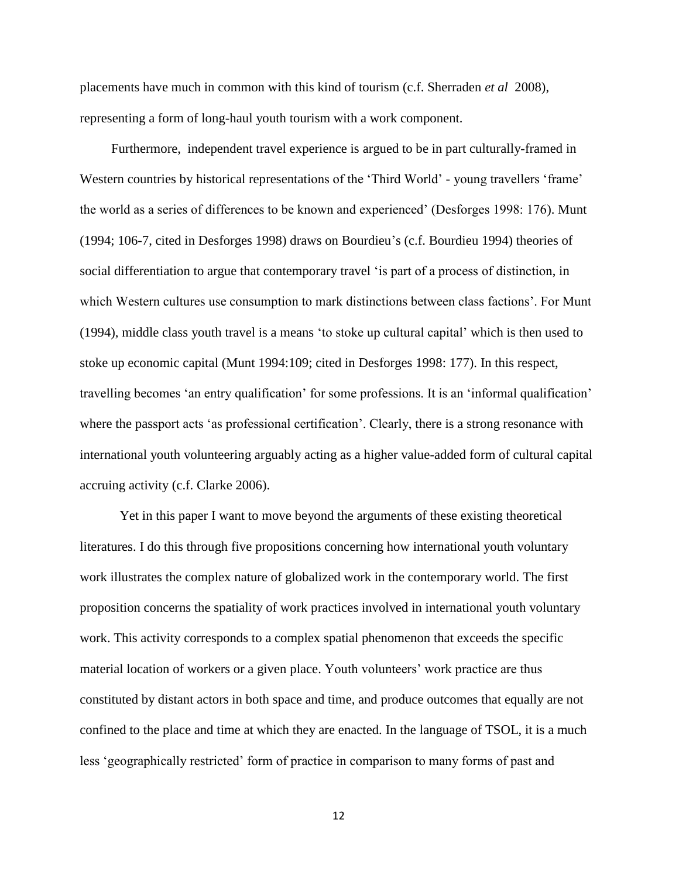placements have much in common with this kind of tourism (c.f. Sherraden *et al* 2008), representing a form of long-haul youth tourism with a work component.

Furthermore, independent travel experience is argued to be in part culturally-framed in Western countries by historical representations of the 'Third World' - young travellers 'frame' the world as a series of differences to be known and experienced' (Desforges 1998: 176). Munt (1994; 106-7, cited in Desforges 1998) draws on Bourdieu's (c.f. Bourdieu 1994) theories of social differentiation to argue that contemporary travel 'is part of a process of distinction, in which Western cultures use consumption to mark distinctions between class factions'. For Munt (1994), middle class youth travel is a means 'to stoke up cultural capital' which is then used to stoke up economic capital (Munt 1994:109; cited in Desforges 1998: 177). In this respect, travelling becomes 'an entry qualification' for some professions. It is an 'informal qualification' where the passport acts 'as professional certification'. Clearly, there is a strong resonance with international youth volunteering arguably acting as a higher value-added form of cultural capital accruing activity (c.f. Clarke 2006).

Yet in this paper I want to move beyond the arguments of these existing theoretical literatures. I do this through five propositions concerning how international youth voluntary work illustrates the complex nature of globalized work in the contemporary world. The first proposition concerns the spatiality of work practices involved in international youth voluntary work. This activity corresponds to a complex spatial phenomenon that exceeds the specific material location of workers or a given place. Youth volunteers' work practice are thus constituted by distant actors in both space and time, and produce outcomes that equally are not confined to the place and time at which they are enacted. In the language of TSOL, it is a much less 'geographically restricted' form of practice in comparison to many forms of past and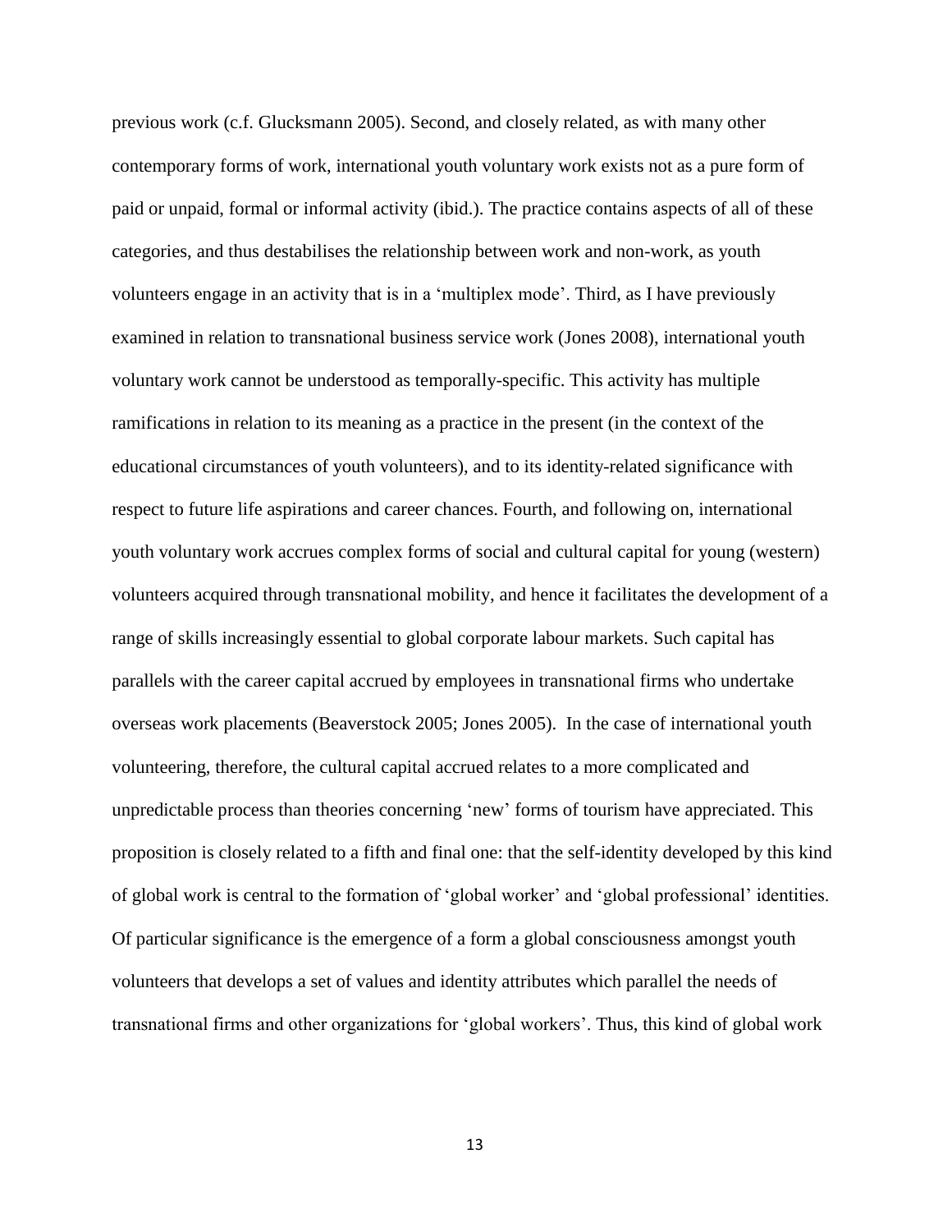previous work (c.f. Glucksmann 2005). Second, and closely related, as with many other contemporary forms of work, international youth voluntary work exists not as a pure form of paid or unpaid, formal or informal activity (ibid.). The practice contains aspects of all of these categories, and thus destabilises the relationship between work and non-work, as youth volunteers engage in an activity that is in a 'multiplex mode'. Third, as I have previously examined in relation to transnational business service work (Jones 2008), international youth voluntary work cannot be understood as temporally-specific. This activity has multiple ramifications in relation to its meaning as a practice in the present (in the context of the educational circumstances of youth volunteers), and to its identity-related significance with respect to future life aspirations and career chances. Fourth, and following on, international youth voluntary work accrues complex forms of social and cultural capital for young (western) volunteers acquired through transnational mobility, and hence it facilitates the development of a range of skills increasingly essential to global corporate labour markets. Such capital has parallels with the career capital accrued by employees in transnational firms who undertake overseas work placements (Beaverstock 2005; Jones 2005). In the case of international youth volunteering, therefore, the cultural capital accrued relates to a more complicated and unpredictable process than theories concerning 'new' forms of tourism have appreciated. This proposition is closely related to a fifth and final one: that the self-identity developed by this kind of global work is central to the formation of 'global worker' and 'global professional' identities. Of particular significance is the emergence of a form a global consciousness amongst youth volunteers that develops a set of values and identity attributes which parallel the needs of transnational firms and other organizations for 'global workers'. Thus, this kind of global work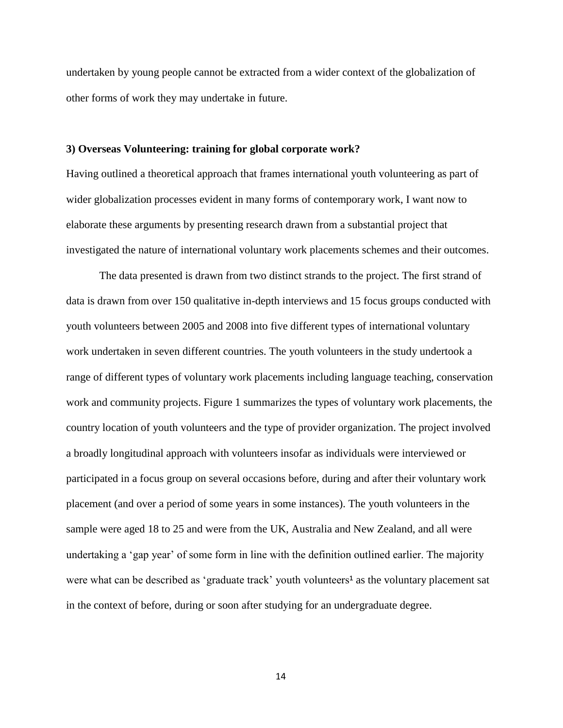undertaken by young people cannot be extracted from a wider context of the globalization of other forms of work they may undertake in future.

### 3) Overseas Volunteering: training for global corporate work?

Having outlined a theoretical approach that frames international youth volunteering as part of wider globalization processes evident in many forms of contemporary work, I want now to elaborate these arguments by presenting research drawn from a substantial project that investigated the nature of international voluntary work placements schemes and their outcomes.

The data presented is drawn from two distinct strands to the project. The first strand of data is drawn from over 150 qualitative in-depth interviews and 15 focus groups conducted with youth volunteers between 2005 and 2008 into five different types of international voluntary work undertaken in seven different countries. The youth volunteers in the study undertook a range of different types of voluntary work placements including language teaching, conservation work and community projects. Figure 1 summarizes the types of voluntary work placements, the country location of youth volunteers and the type of provider organization. The project involved a broadly longitudinal approach with volunteers insofar as individuals were interviewed or participated in a focus group on several occasions before, during and after their voluntary work placement (and over a period of some years in some instances). The youth volunteers in the sample were aged 18 to 25 and were from the UK, Australia and New Zealand, and all were undertaking a 'gap year' of some form in line with the definition outlined earlier. The majority were what can be described as 'graduate track' youth volunteers[1] as the voluntary placement sat in the context of before, during or soon after studying for an undergraduate degree.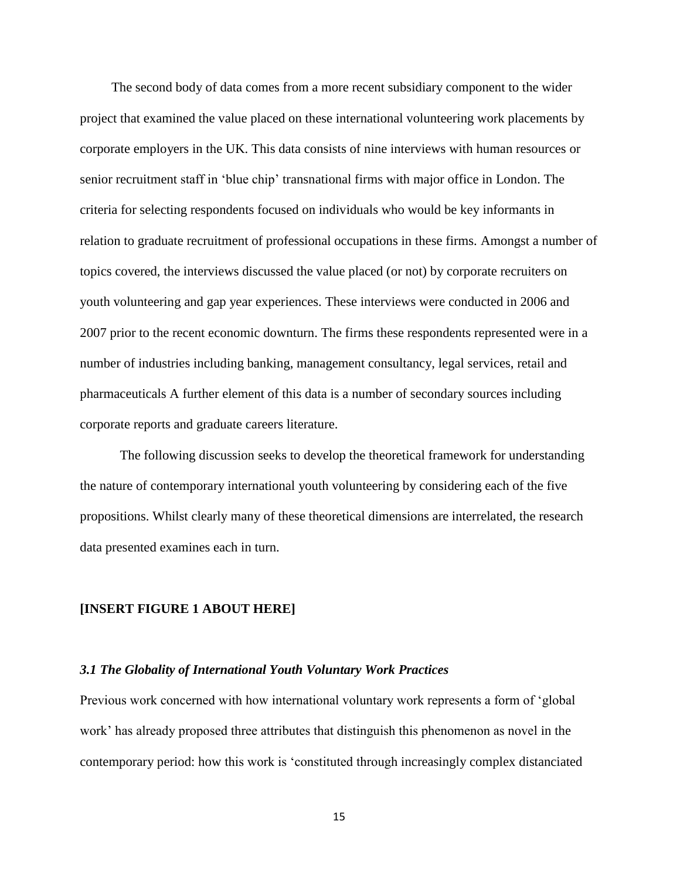The second body of data comes from a more recent subsidiary component to the wider project that examined the value placed on these international volunteering work placements by corporate employers in the UK. This data consists of nine interviews with human resources or senior recruitment staff in 'blue chip' transnational firms with major office in London. The criteria for selecting respondents focused on individuals who would be key informants in relation to graduate recruitment of professional occupations in these firms. Amongst a number of topics covered, the interviews discussed the value placed (or not) by corporate recruiters on youth volunteering and gap year experiences. These interviews were conducted in 2006 and 2007 prior to the recent economic downturn. The firms these respondents represented were in a number of industries including banking, management consultancy, legal services, retail and pharmaceuticals A further element of this data is a number of secondary sources including corporate reports and graduate careers literature.

The following discussion seeks to develop the theoretical framework for understanding the nature of contemporary international youth volunteering by considering each of the five propositions. Whilst clearly many of these theoretical dimensions are interrelated, the research data presented examines each in turn.

**[INSERT FIGURE 1 ABOUT HERE]**

### *3.1 The Globality of International Youth Voluntary Work Practices*

Previous work concerned with how international voluntary work represents a form of 'global work' has already proposed three attributes that distinguish this phenomenon as novel in the contemporary period: how this work is 'constituted through increasingly complex distanciated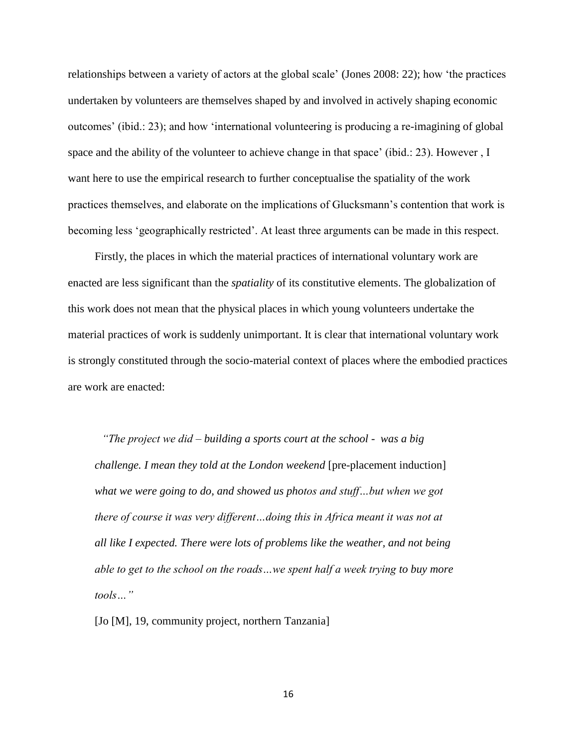relationships between a variety of actors at the global scale' (Jones 2008: 22); how 'the practices undertaken by volunteers are themselves shaped by and involved in actively shaping economic outcomes' (ibid.: 23); and how 'international volunteering is producing a re-imagining of global space and the ability of the volunteer to achieve change in that space' (ibid.: 23). However , I want here to use the empirical research to further conceptualise the spatiality of the work practices themselves, and elaborate on the implications of Glucksmann's contention that work is becoming less 'geographically restricted'. At least three arguments can be made in this respect.

Firstly, the places in which the material practices of international voluntary work are enacted are less significant than the *spatiality* of its constitutive elements. The globalization of this work does not mean that the physical places in which young volunteers undertake the material practices of work is suddenly unimportant. It is clear that international voluntary work is strongly constituted through the socio-material context of places where the embodied practices are work are enacted:

> *"The project we did – building a sports court at the school - was a big challenge. I mean they told at the London weekend* [pre-placement induction] *what we were going to do, and showed us photos and stuff…but when we got there of course it was very different…doing this in Africa meant it was not at all like I expected. There were lots of problems like the weather, and not being able to get to the school on the roads…we spent half a week trying to buy more tools…"*
>
> [Jo [M], 19, community project, northern Tanzania]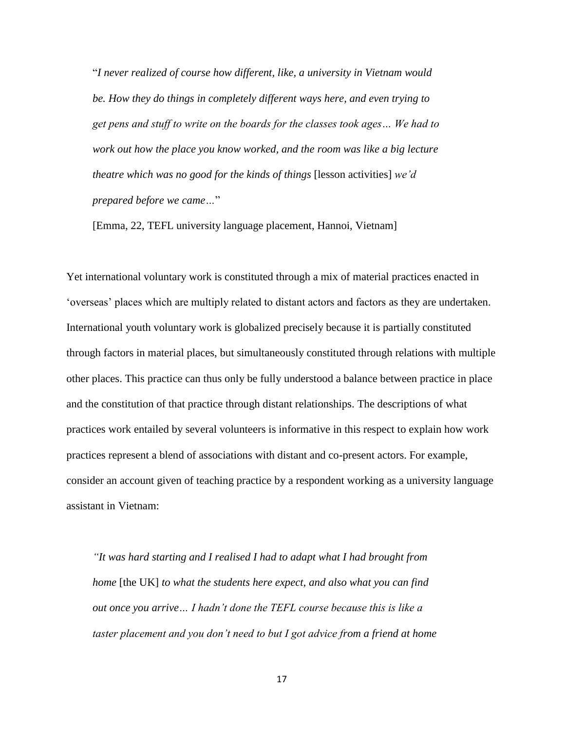> "*I never realized of course how different, like, a university in Vietnam would be. How they do things in completely different ways here, and even trying to get pens and stuff to write on the boards for the classes took ages… We had to work out how the place you know worked, and the room was like a big lecture theatre which was no good for the kinds of things* [lesson activities] *we'd prepared before we came…*"
>
> [Emma, 22, TEFL university language placement, Hannoi, Vietnam]

Yet international voluntary work is constituted through a mix of material practices enacted in 'overseas' places which are multiply related to distant actors and factors as they are undertaken. International youth voluntary work is globalized precisely because it is partially constituted through factors in material places, but simultaneously constituted through relations with multiple other places. This practice can thus only be fully understood a balance between practice in place and the constitution of that practice through distant relationships. The descriptions of what practices work entailed by several volunteers is informative in this respect to explain how work practices represent a blend of associations with distant and co-present actors. For example, consider an account given of teaching practice by a respondent working as a university language assistant in Vietnam:

> *"It was hard starting and I realised I had to adapt what I had brought from home* [the UK] *to what the students here expect, and also what you can find out once you arrive… I hadn't done the TEFL course because this is like a taster placement and you don't need to but I got advice from a friend at home*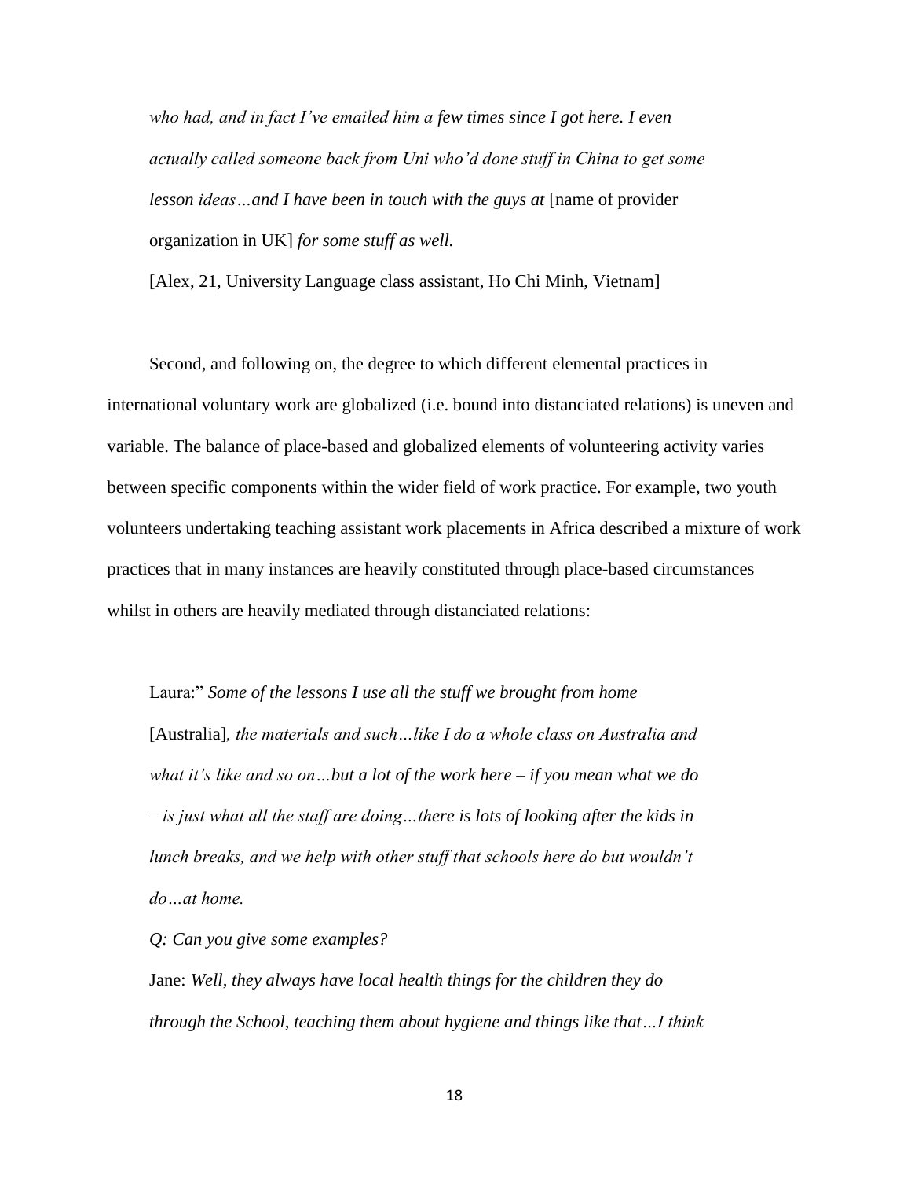> *who had, and in fact I've emailed him a few times since I got here. I even actually called someone back from Uni who'd done stuff in China to get some lesson ideas…and I have been in touch with the guys at* [name of provider organization in UK] *for some stuff as well.*
>
> [Alex, 21, University Language class assistant, Ho Chi Minh, Vietnam]

Second, and following on, the degree to which different elemental practices in international voluntary work are globalized (i.e. bound into distanciated relations) is uneven and variable. The balance of place-based and globalized elements of volunteering activity varies between specific components within the wider field of work practice. For example, two youth volunteers undertaking teaching assistant work placements in Africa described a mixture of work practices that in many instances are heavily constituted through place-based circumstances whilst in others are heavily mediated through distanciated relations:

> Laura:" *Some of the lessons I use all the stuff we brought from home* [Australia]*, the materials and such…like I do a whole class on Australia and what it's like and so on…but a lot of the work here – if you mean what we do – is just what all the staff are doing…there is lots of looking after the kids in lunch breaks, and we help with other stuff that schools here do but wouldn't do…at home.*
>
> *Q: Can you give some examples?*
>
> Jane: *Well, they always have local health things for the children they do through the School, teaching them about hygiene and things like that…I think*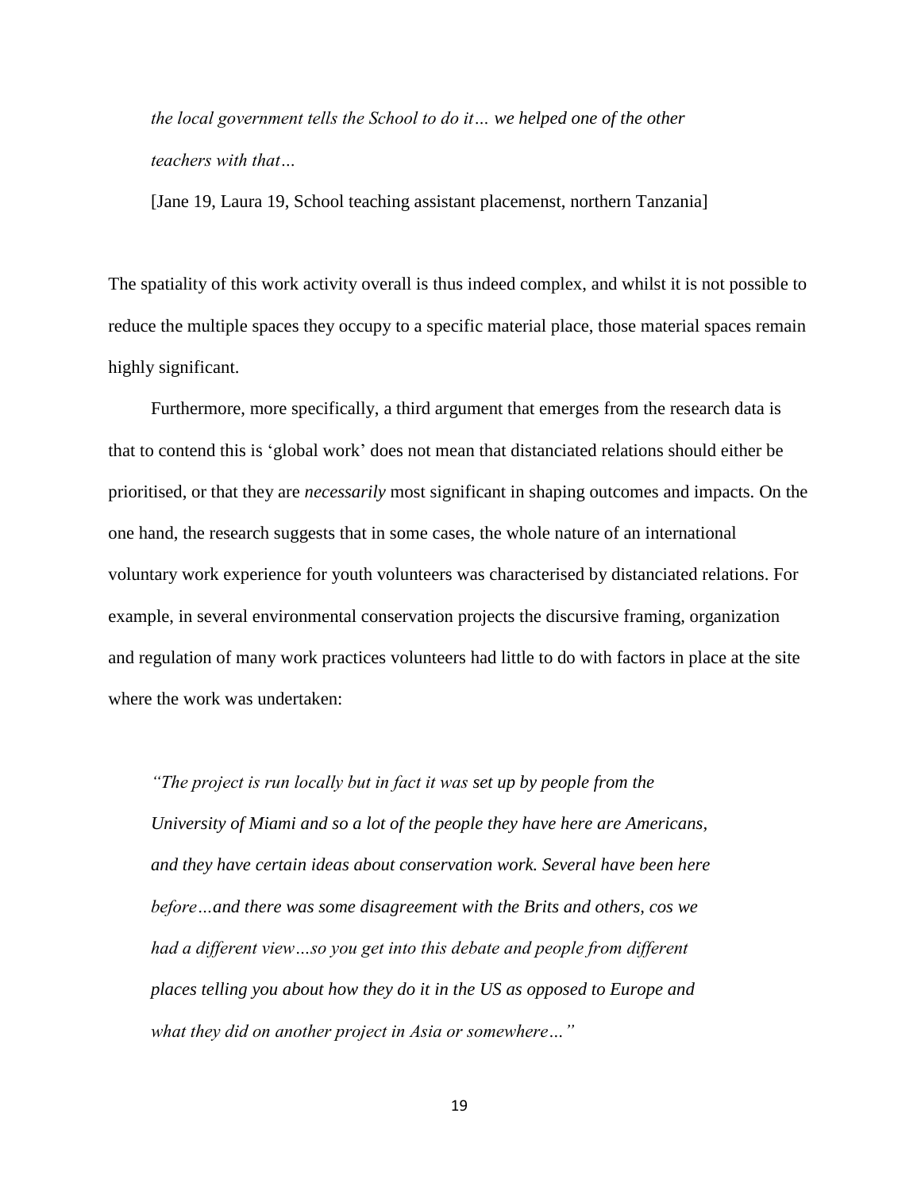*the local government tells the School to do it… we helped one of the other teachers with that…*

[Jane 19, Laura 19, School teaching assistant placemenst, northern Tanzania]

The spatiality of this work activity overall is thus indeed complex, and whilst it is not possible to reduce the multiple spaces they occupy to a specific material place, those material spaces remain highly significant.

Furthermore, more specifically, a third argument that emerges from the research data is that to contend this is 'global work' does not mean that distanciated relations should either be prioritised, or that they are *necessarily* most significant in shaping outcomes and impacts. On the one hand, the research suggests that in some cases, the whole nature of an international voluntary work experience for youth volunteers was characterised by distanciated relations. For example, in several environmental conservation projects the discursive framing, organization and regulation of many work practices volunteers had little to do with factors in place at the site where the work was undertaken:

*"The project is run locally but in fact it was set up by people from the University of Miami and so a lot of the people they have here are Americans, and they have certain ideas about conservation work. Several have been here before…and there was some disagreement with the Brits and others, cos we had a different view…so you get into this debate and people from different places telling you about how they do it in the US as opposed to Europe and what they did on another project in Asia or somewhere…"*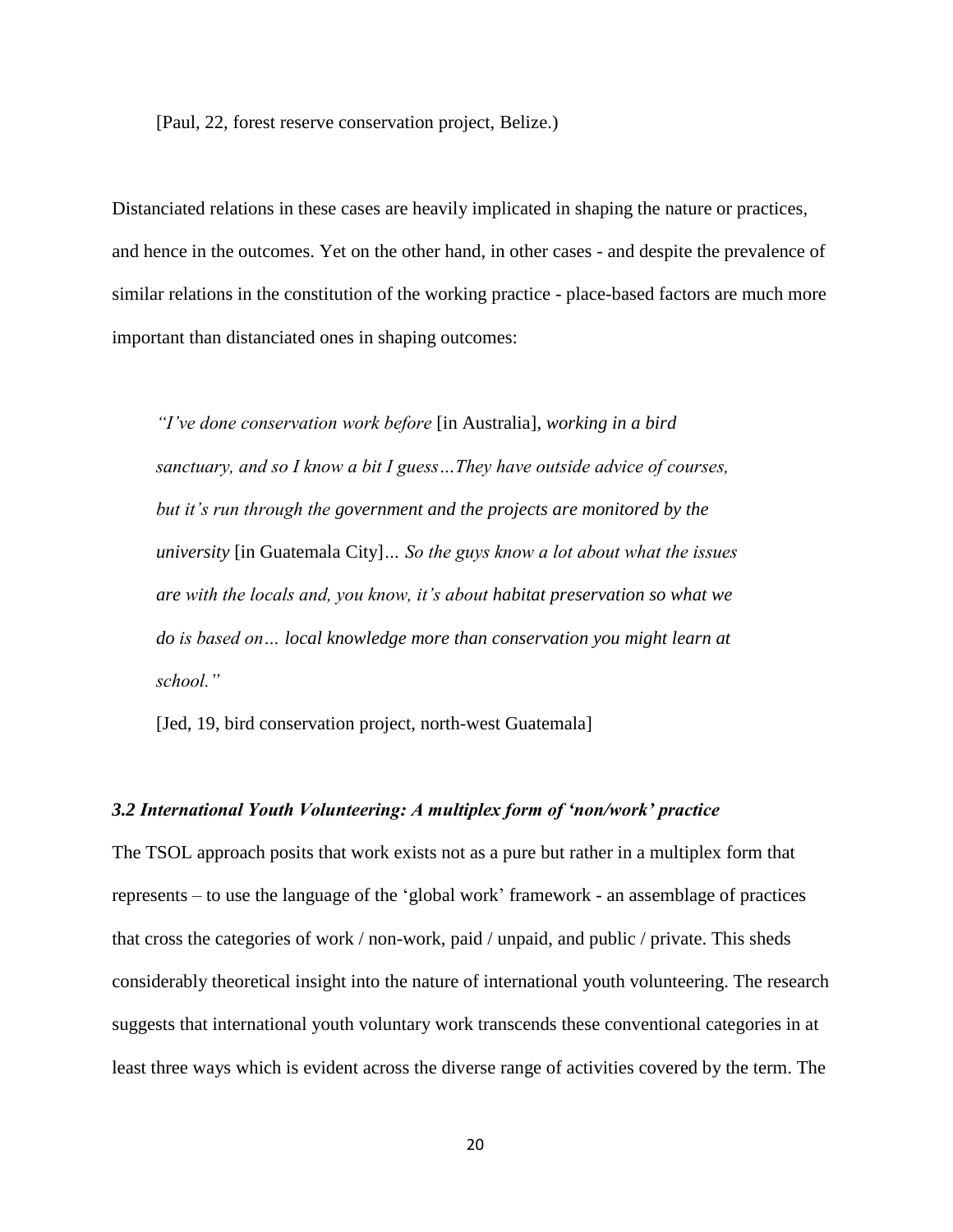[Paul, 22, forest reserve conservation project, Belize.)

Distanciated relations in these cases are heavily implicated in shaping the nature or practices, and hence in the outcomes. Yet on the other hand, in other cases - and despite the prevalence of similar relations in the constitution of the working practice - place-based factors are much more important than distanciated ones in shaping outcomes:

> *"I've done conservation work before* [in Australia], *working in a bird sanctuary, and so I know a bit I guess…They have outside advice of courses, but it's run through the government and the projects are monitored by the university* [in Guatemala City]*… So the guys know a lot about what the issues are with the locals and, you know, it's about habitat preservation so what we do is based on… local knowledge more than conservation you might learn at school."*
>
> [Jed, 19, bird conservation project, north-west Guatemala]

### *3.2 International Youth Volunteering: A multiplex form of 'non/work' practice*

The TSOL approach posits that work exists not as a pure but rather in a multiplex form that represents – to use the language of the 'global work' framework - an assemblage of practices that cross the categories of work / non-work, paid / unpaid, and public / private. This sheds considerably theoretical insight into the nature of international youth volunteering. The research suggests that international youth voluntary work transcends these conventional categories in at least three ways which is evident across the diverse range of activities covered by the term. The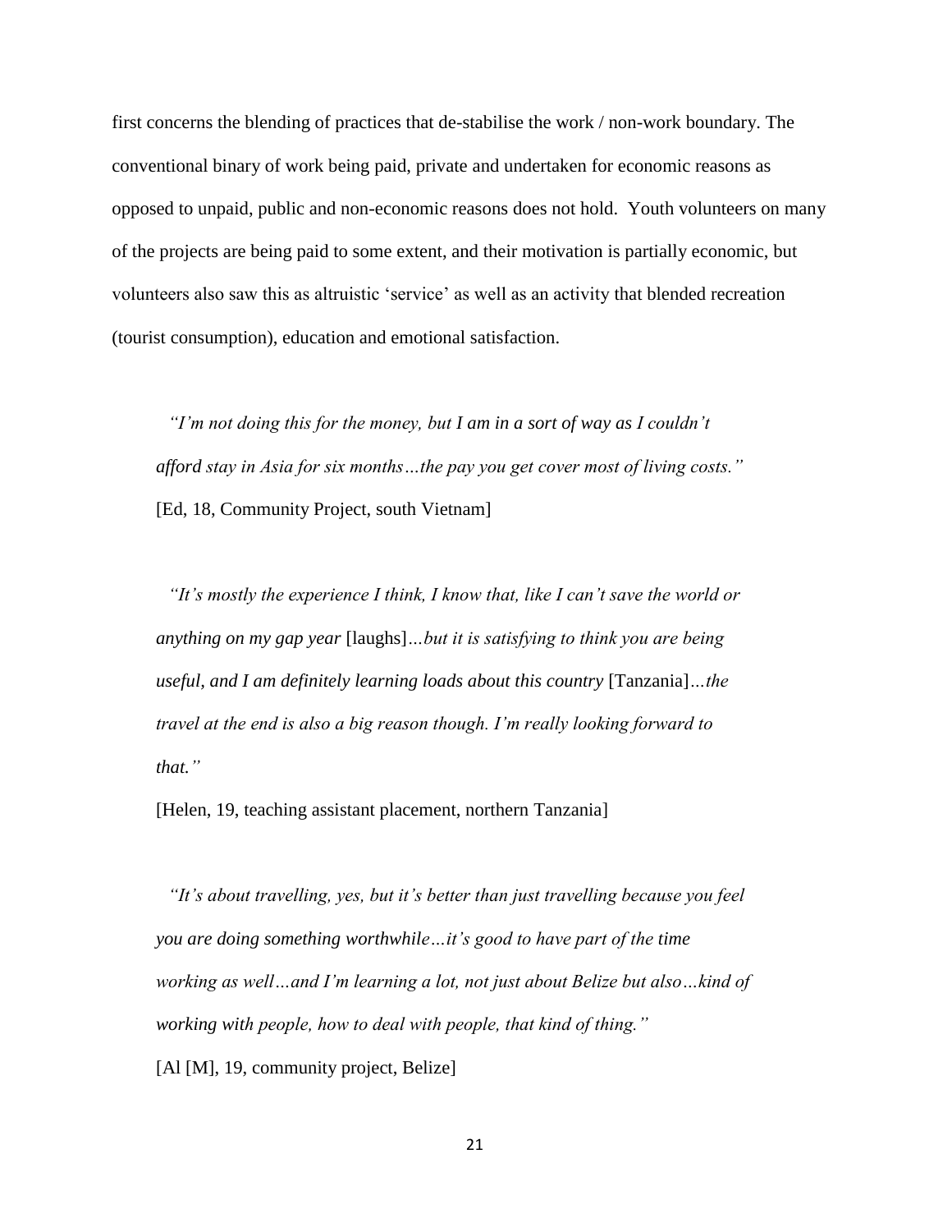first concerns the blending of practices that de-stabilise the work / non-work boundary. The conventional binary of work being paid, private and undertaken for economic reasons as opposed to unpaid, public and non-economic reasons does not hold. Youth volunteers on many of the projects are being paid to some extent, and their motivation is partially economic, but volunteers also saw this as altruistic 'service' as well as an activity that blended recreation (tourist consumption), education and emotional satisfaction.

> *"I'm not doing this for the money, but I am in a sort of way as I couldn't afford stay in Asia for six months…the pay you get cover most of living costs."*
> [Ed, 18, Community Project, south Vietnam]

> *"It's mostly the experience I think, I know that, like I can't save the world or anything on my gap year* [laughs]*…but it is satisfying to think you are being useful, and I am definitely learning loads about this country* [Tanzania]*…the travel at the end is also a big reason though. I'm really looking forward to that."*
> [Helen, 19, teaching assistant placement, northern Tanzania]

> *"It's about travelling, yes, but it's better than just travelling because you feel you are doing something worthwhile…it's good to have part of the time working as well…and I'm learning a lot, not just about Belize but also…kind of working with people, how to deal with people, that kind of thing."*
> [Al [M], 19, community project, Belize]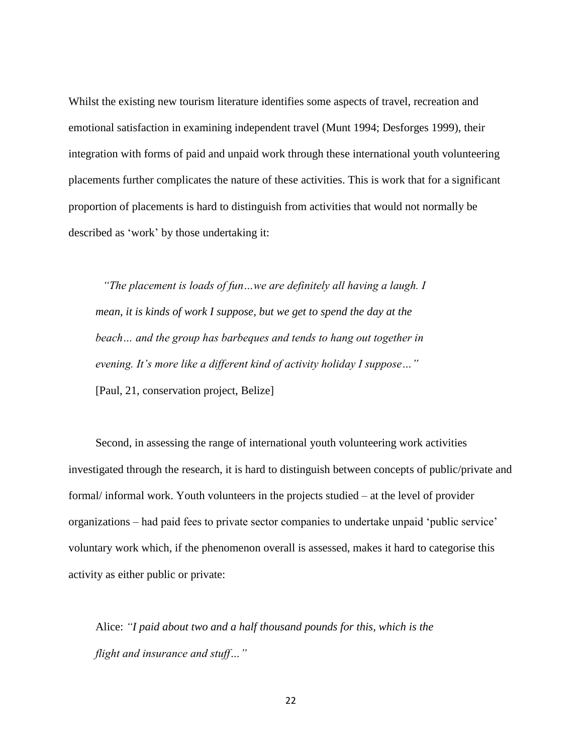Whilst the existing new tourism literature identifies some aspects of travel, recreation and emotional satisfaction in examining independent travel (Munt 1994; Desforges 1999), their integration with forms of paid and unpaid work through these international youth volunteering placements further complicates the nature of these activities. This is work that for a significant proportion of placements is hard to distinguish from activities that would not normally be described as 'work' by those undertaking it:

> *"The placement is loads of fun…we are definitely all having a laugh. I mean, it is kinds of work I suppose, but we get to spend the day at the beach… and the group has barbeques and tends to hang out together in evening. It's more like a different kind of activity holiday I suppose…"*
> [Paul, 21, conservation project, Belize]

Second, in assessing the range of international youth volunteering work activities investigated through the research, it is hard to distinguish between concepts of public/private and formal/ informal work. Youth volunteers in the projects studied – at the level of provider organizations – had paid fees to private sector companies to undertake unpaid 'public service' voluntary work which, if the phenomenon overall is assessed, makes it hard to categorise this activity as either public or private:

> Alice: *"I paid about two and a half thousand pounds for this, which is the flight and insurance and stuff…"*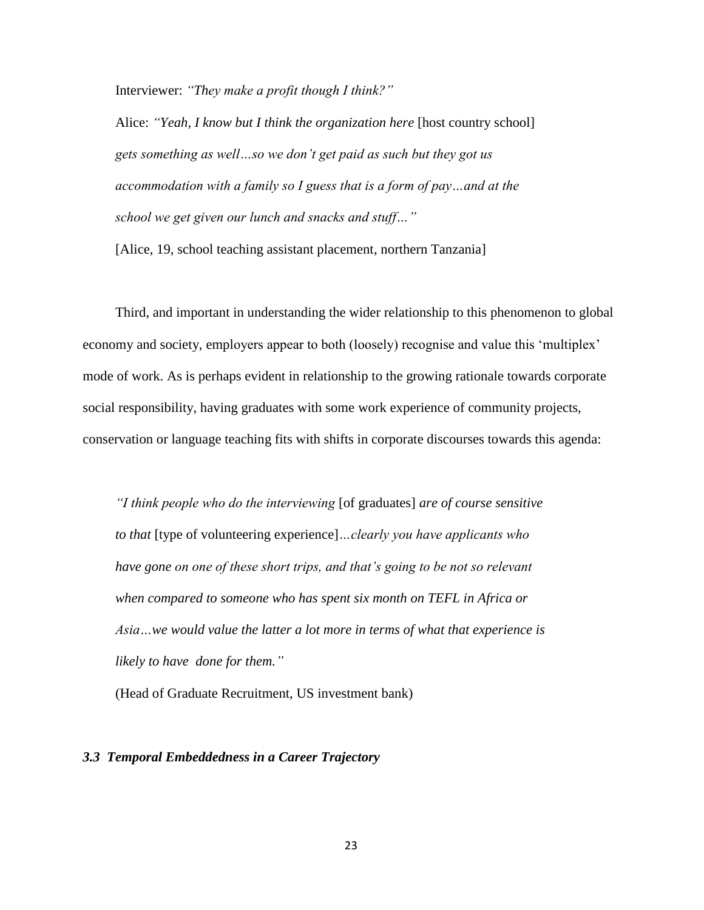Interviewer: *"They make a profit though I think?"*

Alice: *"Yeah, I know but I think the organization here* [host country school] *gets something as well…so we don't get paid as such but they got us accommodation with a family so I guess that is a form of pay…and at the school we get given our lunch and snacks and stuff…"*

[Alice, 19, school teaching assistant placement, northern Tanzania]

Third, and important in understanding the wider relationship to this phenomenon to global economy and society, employers appear to both (loosely) recognise and value this 'multiplex' mode of work. As is perhaps evident in relationship to the growing rationale towards corporate social responsibility, having graduates with some work experience of community projects, conservation or language teaching fits with shifts in corporate discourses towards this agenda:

> *"I think people who do the interviewing* [of graduates] *are of course sensitive to that* [type of volunteering experience]*…clearly you have applicants who have gone on one of these short trips, and that's going to be not so relevant when compared to someone who has spent six month on TEFL in Africa or Asia…we would value the latter a lot more in terms of what that experience is likely to have done for them."*
>
> (Head of Graduate Recruitment, US investment bank)

### *3.3 Temporal Embeddedness in a Career Trajectory*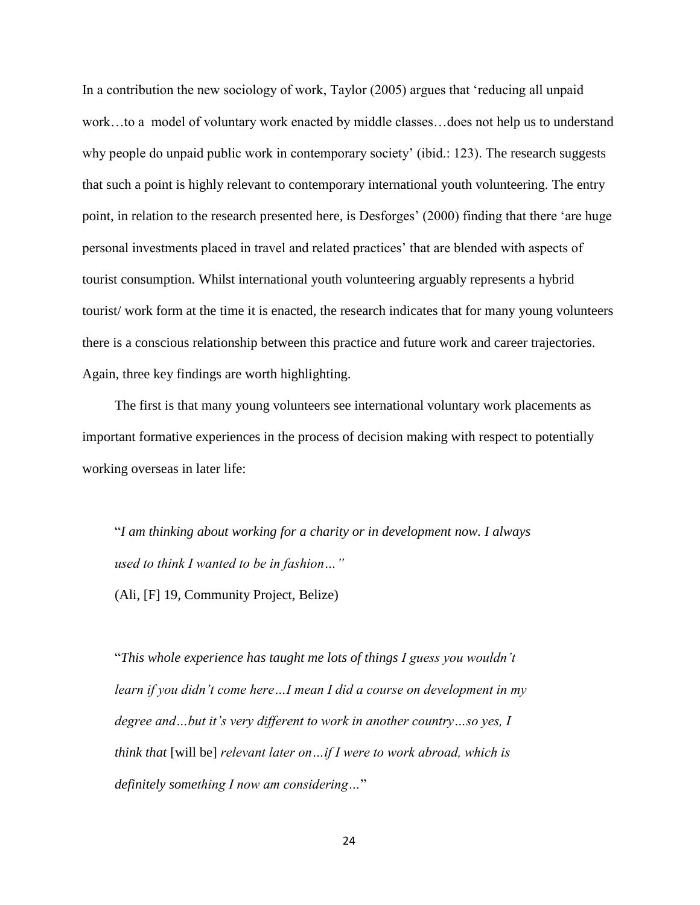In a contribution the new sociology of work, Taylor (2005) argues that 'reducing all unpaid work…to a model of voluntary work enacted by middle classes…does not help us to understand why people do unpaid public work in contemporary society' (ibid.: 123). The research suggests that such a point is highly relevant to contemporary international youth volunteering. The entry point, in relation to the research presented here, is Desforges' (2000) finding that there 'are huge personal investments placed in travel and related practices' that are blended with aspects of tourist consumption. Whilst international youth volunteering arguably represents a hybrid tourist/ work form at the time it is enacted, the research indicates that for many young volunteers there is a conscious relationship between this practice and future work and career trajectories. Again, three key findings are worth highlighting.

The first is that many young volunteers see international voluntary work placements as important formative experiences in the process of decision making with respect to potentially working overseas in later life:

> "*I am thinking about working for a charity or in development now. I always used to think I wanted to be in fashion…"*
>
> (Ali, [F] 19, Community Project, Belize)

> "*This whole experience has taught me lots of things I guess you wouldn't learn if you didn't come here…I mean I did a course on development in my degree and…but it's very different to work in another country…so yes, I think that* [will be] *relevant later on…if I were to work abroad, which is definitely something I now am considering…*"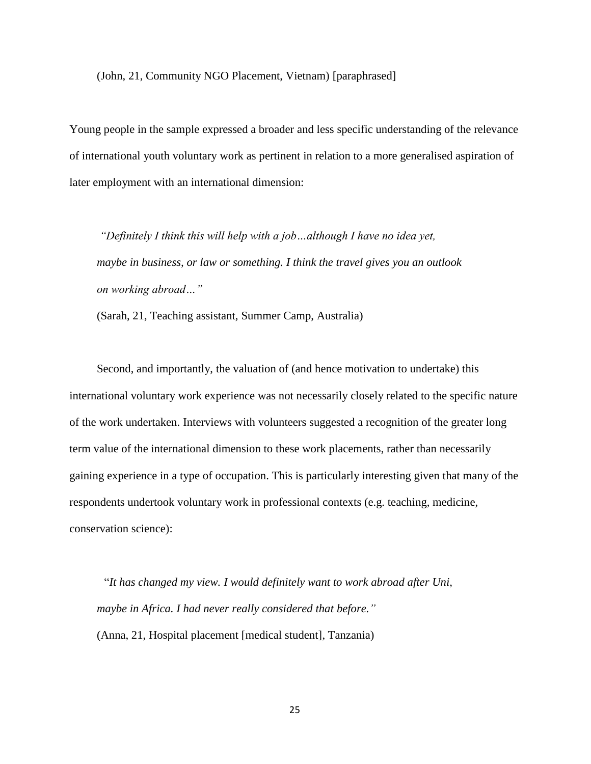(John, 21, Community NGO Placement, Vietnam) [paraphrased]

Young people in the sample expressed a broader and less specific understanding of the relevance of international youth voluntary work as pertinent in relation to a more generalised aspiration of later employment with an international dimension:

> *"Definitely I think this will help with a job…although I have no idea yet, maybe in business, or law or something. I think the travel gives you an outlook on working abroad…"*
>
> (Sarah, 21, Teaching assistant, Summer Camp, Australia)

Second, and importantly, the valuation of (and hence motivation to undertake) this international voluntary work experience was not necessarily closely related to the specific nature of the work undertaken. Interviews with volunteers suggested a recognition of the greater long term value of the international dimension to these work placements, rather than necessarily gaining experience in a type of occupation. This is particularly interesting given that many of the respondents undertook voluntary work in professional contexts (e.g. teaching, medicine, conservation science):

> "*It has changed my view. I would definitely want to work abroad after Uni, maybe in Africa. I had never really considered that before."*
>
> (Anna, 21, Hospital placement [medical student], Tanzania)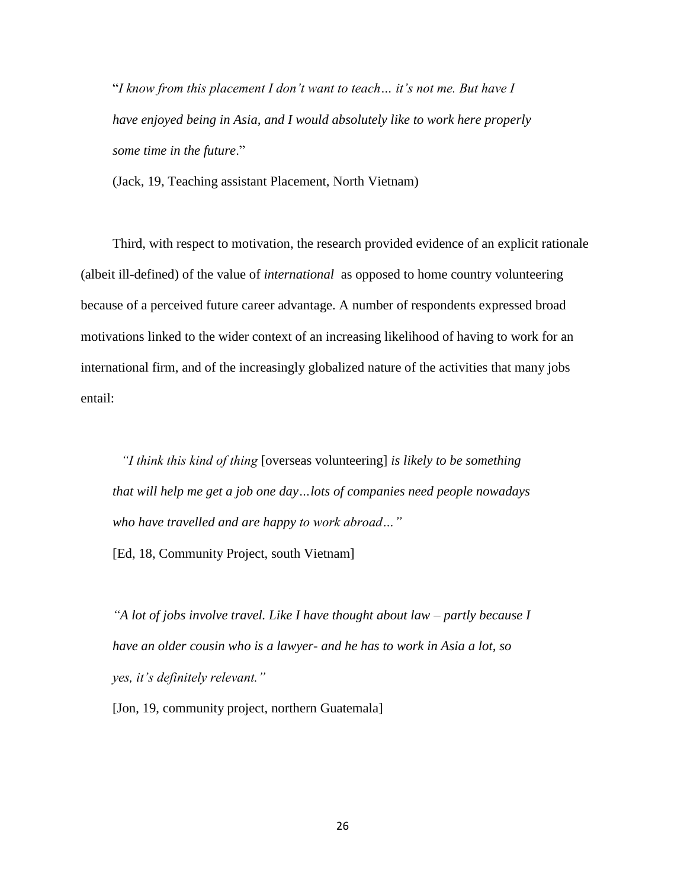> "*I know from this placement I don't want to teach… it's not me. But have I have enjoyed being in Asia, and I would absolutely like to work here properly some time in the future*."
>
> (Jack, 19, Teaching assistant Placement, North Vietnam)

Third, with respect to motivation, the research provided evidence of an explicit rationale (albeit ill-defined) of the value of *international* as opposed to home country volunteering because of a perceived future career advantage. A number of respondents expressed broad motivations linked to the wider context of an increasing likelihood of having to work for an international firm, and of the increasingly globalized nature of the activities that many jobs entail:

> *"I think this kind of thing* [overseas volunteering] *is likely to be something that will help me get a job one day…lots of companies need people nowadays who have travelled and are happy to work abroad…"*
>
> [Ed, 18, Community Project, south Vietnam]

> *"A lot of jobs involve travel. Like I have thought about law – partly because I have an older cousin who is a lawyer- and he has to work in Asia a lot, so yes, it's definitely relevant."*
>
> [Jon, 19, community project, northern Guatemala]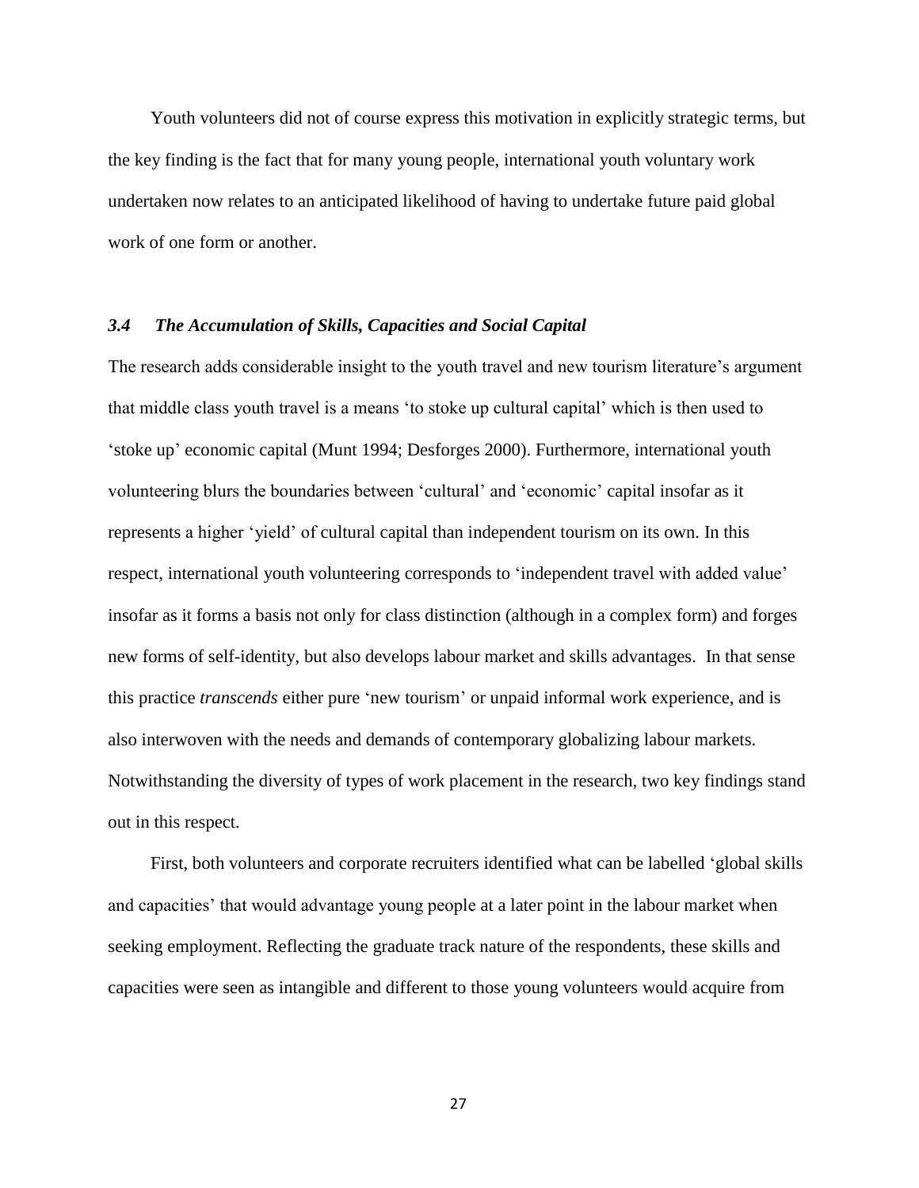Youth volunteers did not of course express this motivation in explicitly strategic terms, but the key finding is the fact that for many young people, international youth voluntary work undertaken now relates to an anticipated likelihood of having to undertake future paid global work of one form or another.

### *3.4 The Accumulation of Skills, Capacities and Social Capital*

The research adds considerable insight to the youth travel and new tourism literature's argument that middle class youth travel is a means 'to stoke up cultural capital' which is then used to 'stoke up' economic capital (Munt 1994; Desforges 2000). Furthermore, international youth volunteering blurs the boundaries between 'cultural' and 'economic' capital insofar as it represents a higher 'yield' of cultural capital than independent tourism on its own. In this respect, international youth volunteering corresponds to 'independent travel with added value' insofar as it forms a basis not only for class distinction (although in a complex form) and forges new forms of self-identity, but also develops labour market and skills advantages. In that sense this practice *transcends* either pure 'new tourism' or unpaid informal work experience, and is also interwoven with the needs and demands of contemporary globalizing labour markets. Notwithstanding the diversity of types of work placement in the research, two key findings stand out in this respect.

First, both volunteers and corporate recruiters identified what can be labelled 'global skills and capacities' that would advantage young people at a later point in the labour market when seeking employment. Reflecting the graduate track nature of the respondents, these skills and capacities were seen as intangible and different to those young volunteers would acquire from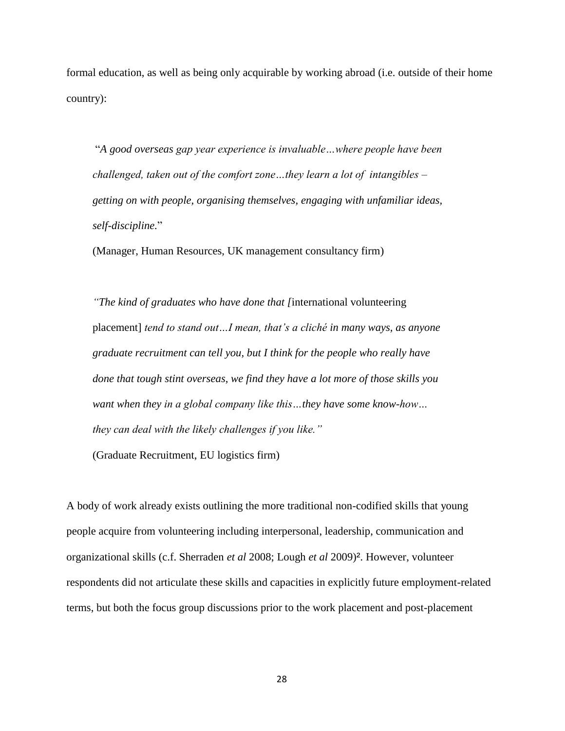formal education, as well as being only acquirable by working abroad (i.e. outside of their home country):

> "*A good overseas gap year experience is invaluable…where people have been challenged, taken out of the comfort zone…they learn a lot of intangibles – getting on with people, organising themselves, engaging with unfamiliar ideas, self-discipline.*"
>
> (Manager, Human Resources, UK management consultancy firm)

> *"The kind of graduates who have done that [*international volunteering placement] *tend to stand out…I mean, that's a cliché in many ways, as anyone graduate recruitment can tell you, but I think for the people who really have done that tough stint overseas, we find they have a lot more of those skills you want when they in a global company like this…they have some know-how… they can deal with the likely challenges if you like."*
>
> (Graduate Recruitment, EU logistics firm)

A body of work already exists outlining the more traditional non-codified skills that young people acquire from volunteering including interpersonal, leadership, communication and organizational skills (c.f. Sherraden *et al* 2008; Lough *et al* 2009)[2]. However, volunteer respondents did not articulate these skills and capacities in explicitly future employment-related terms, but both the focus group discussions prior to the work placement and post-placement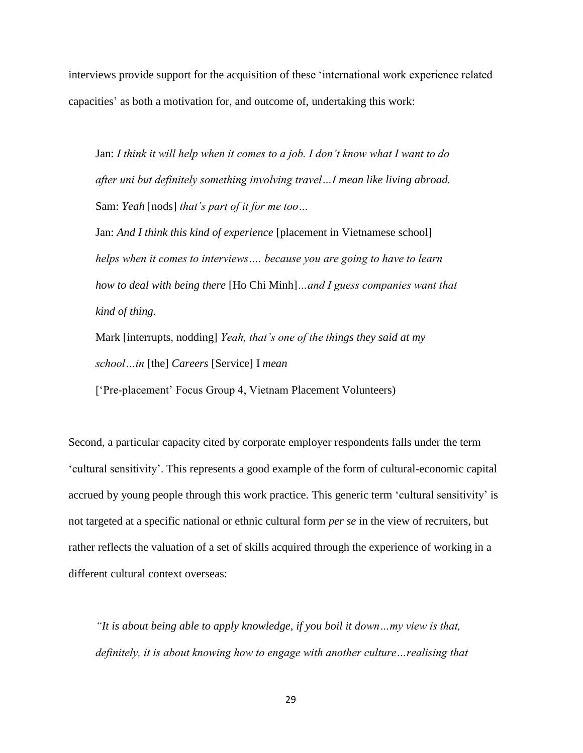interviews provide support for the acquisition of these 'international work experience related capacities' as both a motivation for, and outcome of, undertaking this work:

> Jan: *I think it will help when it comes to a job. I don't know what I want to do after uni but definitely something involving travel…I mean like living abroad.*
> Sam: *Yeah* [nods] *that's part of it for me too…*
> Jan: *And I think this kind of experience* [placement in Vietnamese school] *helps when it comes to interviews…. because you are going to have to learn how to deal with being there* [Ho Chi Minh]*…and I guess companies want that kind of thing.*
> Mark [interrupts, nodding] *Yeah, that's one of the things they said at my school…in* [the] *Careers* [Service] I *mean*
> ['Pre-placement' Focus Group 4, Vietnam Placement Volunteers)

Second, a particular capacity cited by corporate employer respondents falls under the term 'cultural sensitivity'. This represents a good example of the form of cultural-economic capital accrued by young people through this work practice. This generic term 'cultural sensitivity' is not targeted at a specific national or ethnic cultural form *per se* in the view of recruiters, but rather reflects the valuation of a set of skills acquired through the experience of working in a different cultural context overseas:

> *"It is about being able to apply knowledge, if you boil it down…my view is that, definitely, it is about knowing how to engage with another culture…realising that*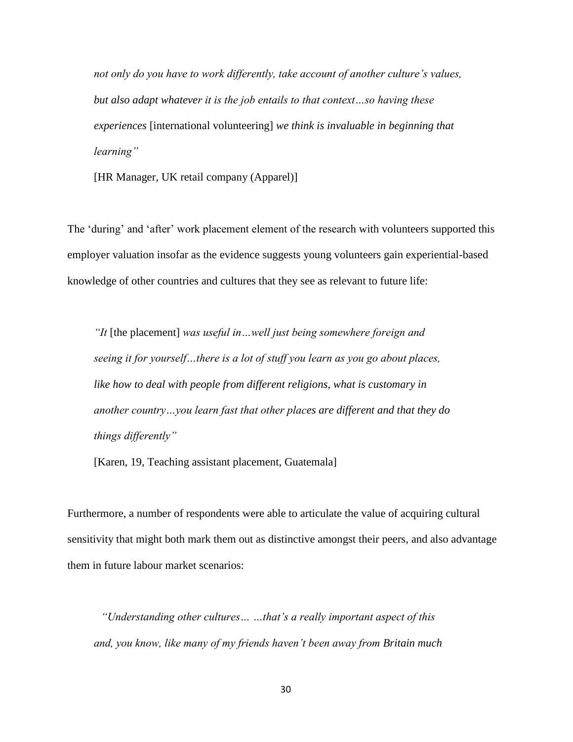> *not only do you have to work differently, take account of another culture's values, but also adapt whatever it is the job entails to that context…so having these experiences* [international volunteering] *we think is invaluable in beginning that learning"*
>
> [HR Manager, UK retail company (Apparel)]

The 'during' and 'after' work placement element of the research with volunteers supported this employer valuation insofar as the evidence suggests young volunteers gain experiential-based knowledge of other countries and cultures that they see as relevant to future life:

> *"It* [the placement] *was useful in…well just being somewhere foreign and seeing it for yourself…there is a lot of stuff you learn as you go about places, like how to deal with people from different religions, what is customary in another country…you learn fast that other places are different and that they do things differently"*
>
> [Karen, 19, Teaching assistant placement, Guatemala]

Furthermore, a number of respondents were able to articulate the value of acquiring cultural sensitivity that might both mark them out as distinctive amongst their peers, and also advantage them in future labour market scenarios:

> *"Understanding other cultures… …that's a really important aspect of this and, you know, like many of my friends haven't been away from Britain much*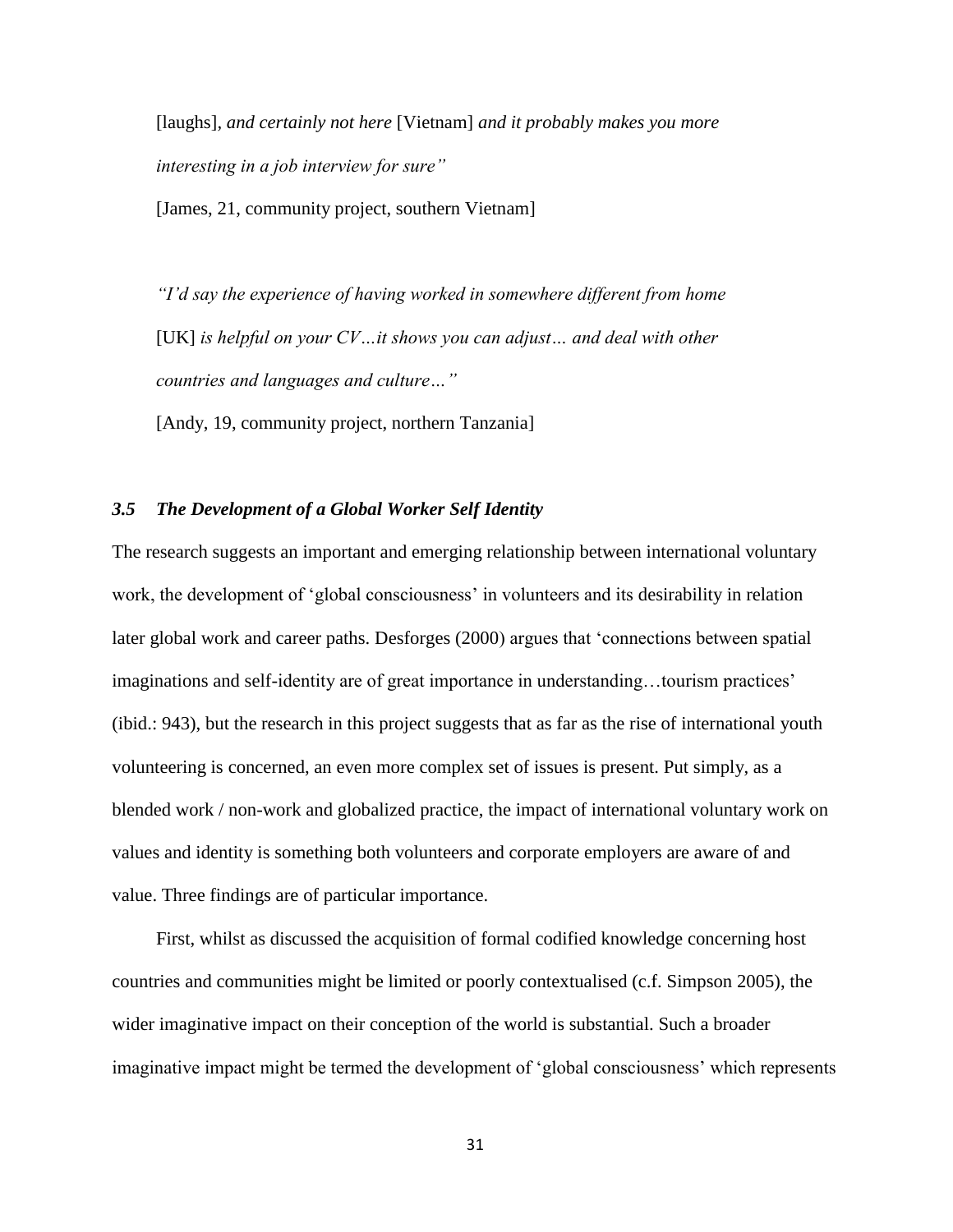[laughs], *and certainly not here* [Vietnam] *and it probably makes you more interesting in a job interview for sure"*

[James, 21, community project, southern Vietnam]

*"I'd say the experience of having worked in somewhere different from home* [UK] *is helpful on your CV…it shows you can adjust… and deal with other countries and languages and culture…"*

[Andy, 19, community project, northern Tanzania]

### *3.5 The Development of a Global Worker Self Identity*

The research suggests an important and emerging relationship between international voluntary work, the development of 'global consciousness' in volunteers and its desirability in relation later global work and career paths. Desforges (2000) argues that 'connections between spatial imaginations and self-identity are of great importance in understanding…tourism practices' (ibid.: 943), but the research in this project suggests that as far as the rise of international youth volunteering is concerned, an even more complex set of issues is present. Put simply, as a blended work / non-work and globalized practice, the impact of international voluntary work on values and identity is something both volunteers and corporate employers are aware of and value. Three findings are of particular importance.

First, whilst as discussed the acquisition of formal codified knowledge concerning host countries and communities might be limited or poorly contextualised (c.f. Simpson 2005), the wider imaginative impact on their conception of the world is substantial. Such a broader imaginative impact might be termed the development of 'global consciousness' which represents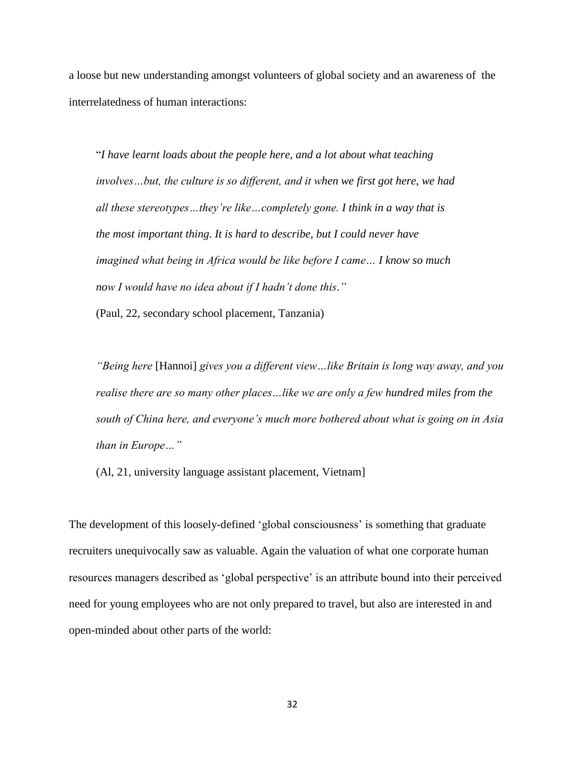a loose but new understanding amongst volunteers of global society and an awareness of the interrelatedness of human interactions:

> "*I have learnt loads about the people here, and a lot about what teaching involves…but, the culture is so different, and it when we first got here, we had all these stereotypes…they're like…completely gone. I think in a way that is the most important thing. It is hard to describe, but I could never have imagined what being in Africa would be like before I came… I know so much now I would have no idea about if I hadn't done this."*
>
> (Paul, 22, secondary school placement, Tanzania)

> *"Being here* [Hannoi] *gives you a different view…like Britain is long way away, and you realise there are so many other places…like we are only a few hundred miles from the south of China here, and everyone's much more bothered about what is going on in Asia than in Europe…"*
>
> (Al, 21, university language assistant placement, Vietnam]

The development of this loosely-defined 'global consciousness' is something that graduate recruiters unequivocally saw as valuable. Again the valuation of what one corporate human resources managers described as 'global perspective' is an attribute bound into their perceived need for young employees who are not only prepared to travel, but also are interested in and open-minded about other parts of the world: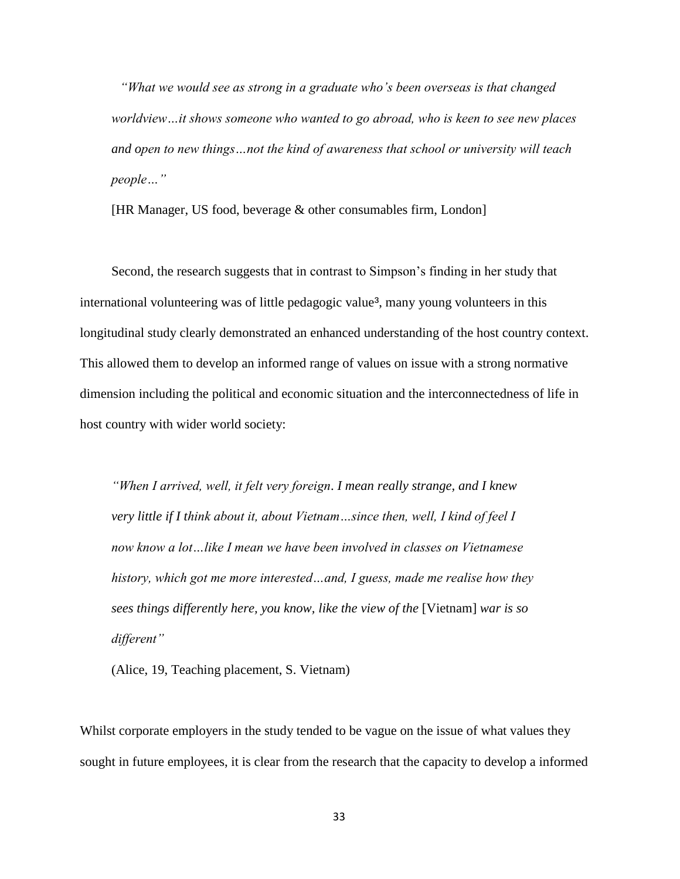*"What we would see as strong in a graduate who's been overseas is that changed worldview…it shows someone who wanted to go abroad, who is keen to see new places and open to new things…not the kind of awareness that school or university will teach people…"*

[HR Manager, US food, beverage & other consumables firm, London]

Second, the research suggests that in contrast to Simpson's finding in her study that international volunteering was of little pedagogic value[3], many young volunteers in this longitudinal study clearly demonstrated an enhanced understanding of the host country context. This allowed them to develop an informed range of values on issue with a strong normative dimension including the political and economic situation and the interconnectedness of life in host country with wider world society:

*"When I arrived, well, it felt very foreign. I mean really strange, and I knew very little if I think about it, about Vietnam…since then, well, I kind of feel I now know a lot…like I mean we have been involved in classes on Vietnamese history, which got me more interested…and, I guess, made me realise how they sees things differently here, you know, like the view of the* [Vietnam] *war is so different"*

(Alice, 19, Teaching placement, S. Vietnam)

Whilst corporate employers in the study tended to be vague on the issue of what values they sought in future employees, it is clear from the research that the capacity to develop a informed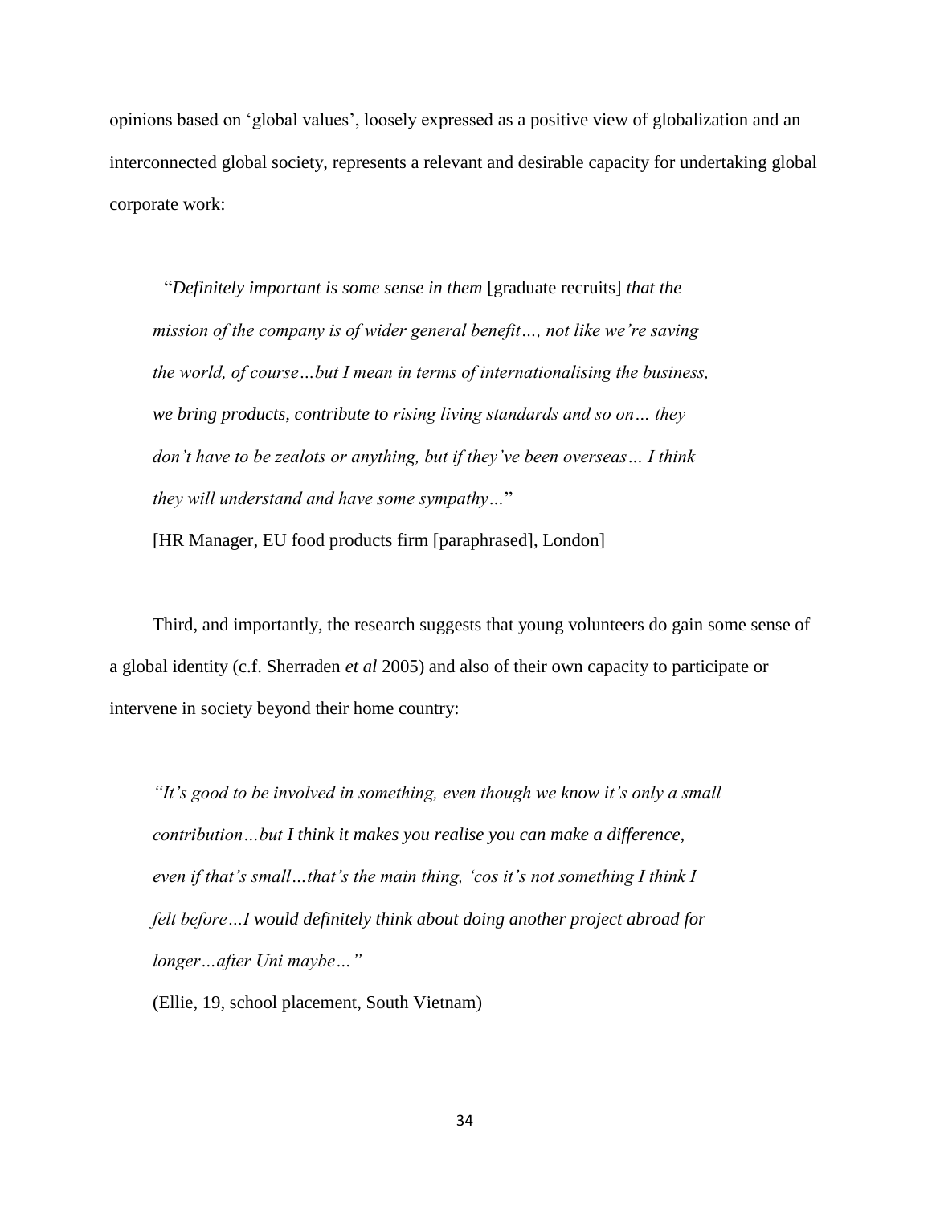opinions based on 'global values', loosely expressed as a positive view of globalization and an interconnected global society, represents a relevant and desirable capacity for undertaking global corporate work:

> "*Definitely important is some sense in them* [graduate recruits] *that the mission of the company is of wider general benefit…, not like we're saving the world, of course…but I mean in terms of internationalising the business, we bring products, contribute to rising living standards and so on… they don't have to be zealots or anything, but if they've been overseas… I think they will understand and have some sympathy…*"
>
> [HR Manager, EU food products firm [paraphrased], London]

Third, and importantly, the research suggests that young volunteers do gain some sense of a global identity (c.f. Sherraden *et al* 2005) and also of their own capacity to participate or intervene in society beyond their home country:

> *"It's good to be involved in something, even though we know it's only a small contribution…but I think it makes you realise you can make a difference, even if that's small…that's the main thing, 'cos it's not something I think I felt before…I would definitely think about doing another project abroad for longer…after Uni maybe…"*
>
> (Ellie, 19, school placement, South Vietnam)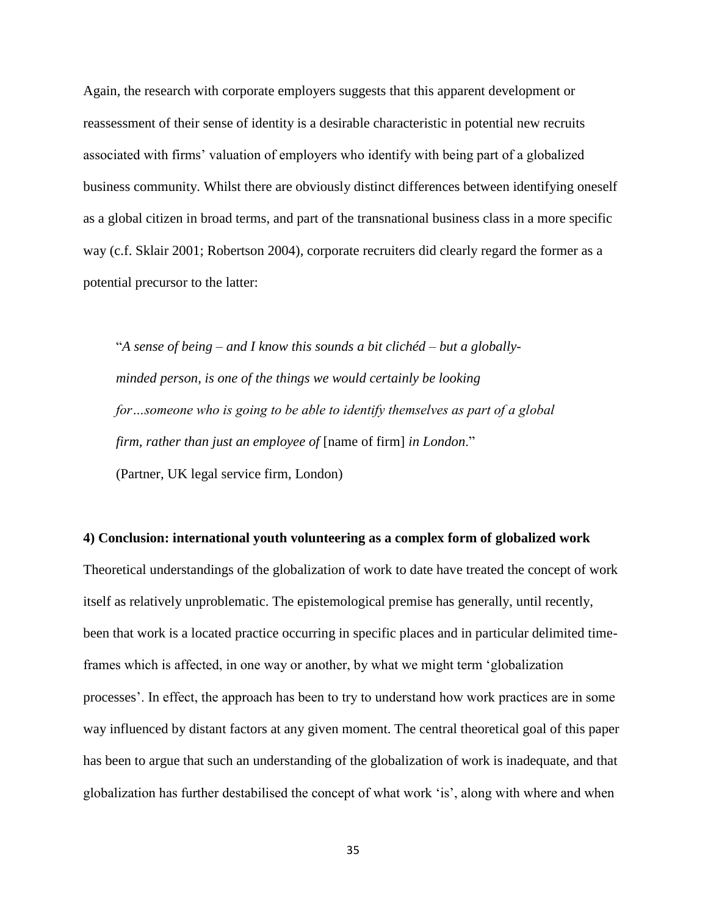Again, the research with corporate employers suggests that this apparent development or reassessment of their sense of identity is a desirable characteristic in potential new recruits associated with firms' valuation of employers who identify with being part of a globalized business community. Whilst there are obviously distinct differences between identifying oneself as a global citizen in broad terms, and part of the transnational business class in a more specific way (c.f. Sklair 2001; Robertson 2004), corporate recruiters did clearly regard the former as a potential precursor to the latter:

> "*A sense of being – and I know this sounds a bit clichéd – but a globally-minded person, is one of the things we would certainly be looking for…someone who is going to be able to identify themselves as part of a global firm, rather than just an employee of* [name of firm] *in London*."
> (Partner, UK legal service firm, London)

**4) Conclusion: international youth volunteering as a complex form of globalized work**

Theoretical understandings of the globalization of work to date have treated the concept of work itself as relatively unproblematic. The epistemological premise has generally, until recently, been that work is a located practice occurring in specific places and in particular delimited time-frames which is affected, in one way or another, by what we might term 'globalization processes'. In effect, the approach has been to try to understand how work practices are in some way influenced by distant factors at any given moment. The central theoretical goal of this paper has been to argue that such an understanding of the globalization of work is inadequate, and that globalization has further destabilised the concept of what work 'is', along with where and when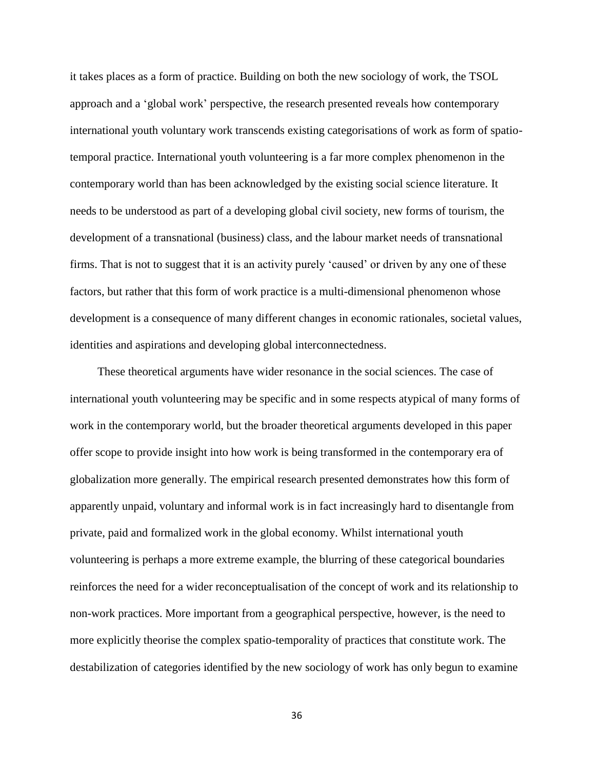it takes places as a form of practice. Building on both the new sociology of work, the TSOL approach and a 'global work' perspective, the research presented reveals how contemporary international youth voluntary work transcends existing categorisations of work as form of spatio-temporal practice. International youth volunteering is a far more complex phenomenon in the contemporary world than has been acknowledged by the existing social science literature. It needs to be understood as part of a developing global civil society, new forms of tourism, the development of a transnational (business) class, and the labour market needs of transnational firms. That is not to suggest that it is an activity purely 'caused' or driven by any one of these factors, but rather that this form of work practice is a multi-dimensional phenomenon whose development is a consequence of many different changes in economic rationales, societal values, identities and aspirations and developing global interconnectedness.

These theoretical arguments have wider resonance in the social sciences. The case of international youth volunteering may be specific and in some respects atypical of many forms of work in the contemporary world, but the broader theoretical arguments developed in this paper offer scope to provide insight into how work is being transformed in the contemporary era of globalization more generally. The empirical research presented demonstrates how this form of apparently unpaid, voluntary and informal work is in fact increasingly hard to disentangle from private, paid and formalized work in the global economy. Whilst international youth volunteering is perhaps a more extreme example, the blurring of these categorical boundaries reinforces the need for a wider reconceptualisation of the concept of work and its relationship to non-work practices. More important from a geographical perspective, however, is the need to more explicitly theorise the complex spatio-temporality of practices that constitute work. The destabilization of categories identified by the new sociology of work has only begun to examine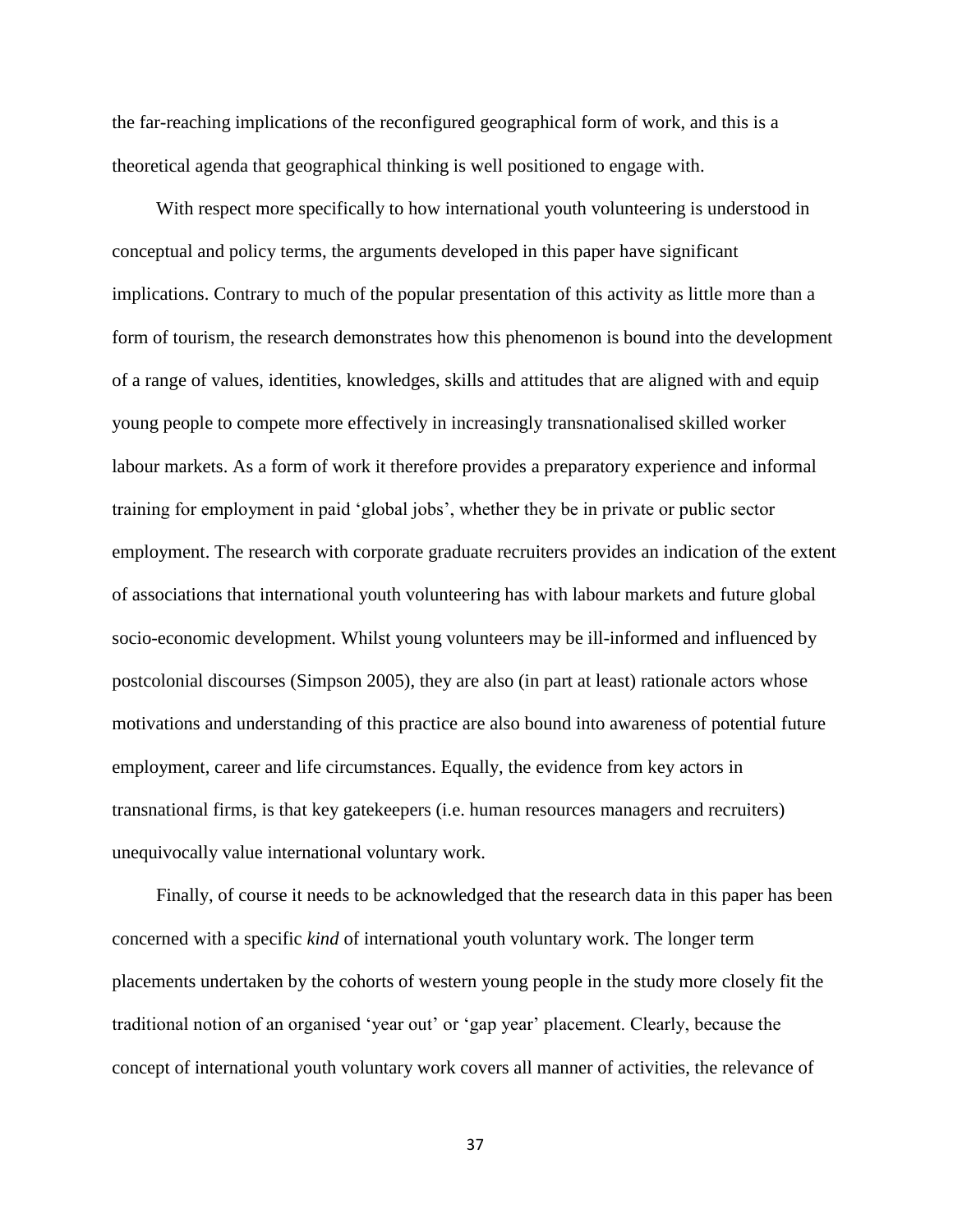the far-reaching implications of the reconfigured geographical form of work, and this is a theoretical agenda that geographical thinking is well positioned to engage with.

With respect more specifically to how international youth volunteering is understood in conceptual and policy terms, the arguments developed in this paper have significant implications. Contrary to much of the popular presentation of this activity as little more than a form of tourism, the research demonstrates how this phenomenon is bound into the development of a range of values, identities, knowledges, skills and attitudes that are aligned with and equip young people to compete more effectively in increasingly transnationalised skilled worker labour markets. As a form of work it therefore provides a preparatory experience and informal training for employment in paid 'global jobs', whether they be in private or public sector employment. The research with corporate graduate recruiters provides an indication of the extent of associations that international youth volunteering has with labour markets and future global socio-economic development. Whilst young volunteers may be ill-informed and influenced by postcolonial discourses (Simpson 2005), they are also (in part at least) rationale actors whose motivations and understanding of this practice are also bound into awareness of potential future employment, career and life circumstances. Equally, the evidence from key actors in transnational firms, is that key gatekeepers (i.e. human resources managers and recruiters) unequivocally value international voluntary work.

Finally, of course it needs to be acknowledged that the research data in this paper has been concerned with a specific *kind* of international youth voluntary work. The longer term placements undertaken by the cohorts of western young people in the study more closely fit the traditional notion of an organised 'year out' or 'gap year' placement. Clearly, because the concept of international youth voluntary work covers all manner of activities, the relevance of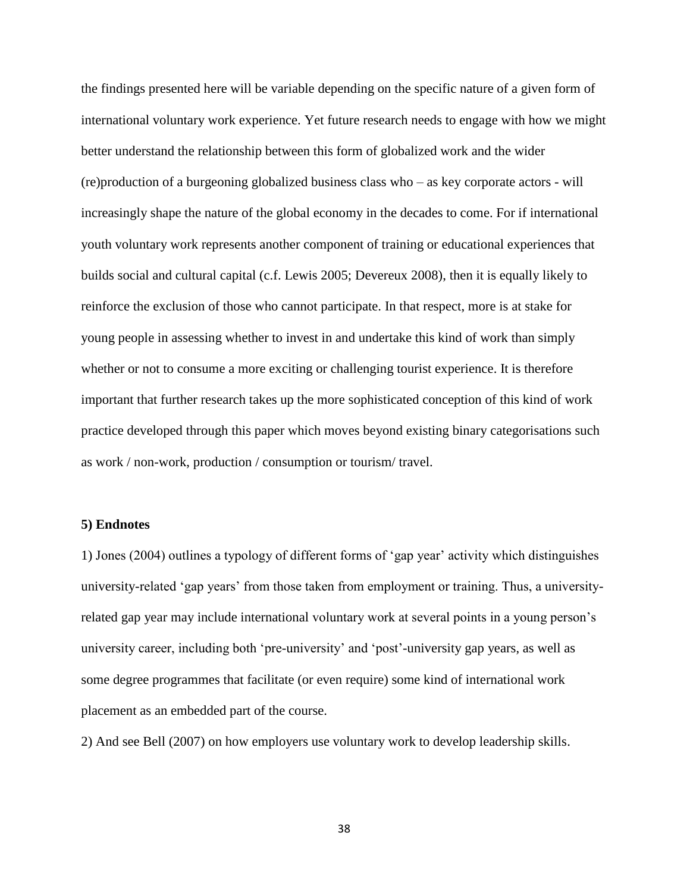the findings presented here will be variable depending on the specific nature of a given form of international voluntary work experience. Yet future research needs to engage with how we might better understand the relationship between this form of globalized work and the wider (re)production of a burgeoning globalized business class who – as key corporate actors - will increasingly shape the nature of the global economy in the decades to come. For if international youth voluntary work represents another component of training or educational experiences that builds social and cultural capital (c.f. Lewis 2005; Devereux 2008), then it is equally likely to reinforce the exclusion of those who cannot participate. In that respect, more is at stake for young people in assessing whether to invest in and undertake this kind of work than simply whether or not to consume a more exciting or challenging tourist experience. It is therefore important that further research takes up the more sophisticated conception of this kind of work practice developed through this paper which moves beyond existing binary categorisations such as work / non-work, production / consumption or tourism/ travel.

## 5) Endnotes

1) Jones (2004) outlines a typology of different forms of 'gap year' activity which distinguishes university-related 'gap years' from those taken from employment or training. Thus, a university-related gap year may include international voluntary work at several points in a young person's university career, including both 'pre-university' and 'post'-university gap years, as well as some degree programmes that facilitate (or even require) some kind of international work placement as an embedded part of the course.

2) And see Bell (2007) on how employers use voluntary work to develop leadership skills.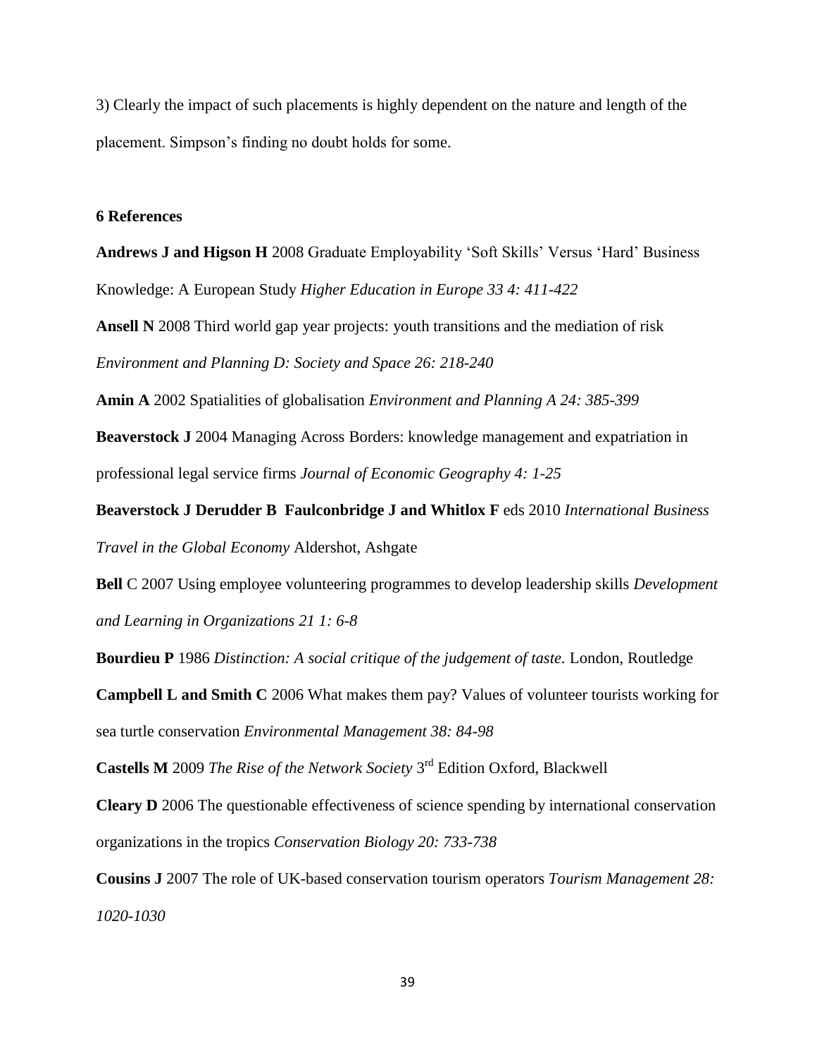3) Clearly the impact of such placements is highly dependent on the nature and length of the placement. Simpson's finding no doubt holds for some.

## 6 References

**Andrews J and Higson H** 2008 Graduate Employability 'Soft Skills' Versus 'Hard' Business Knowledge: A European Study *Higher Education in Europe 33 4: 411-422*

**Ansell N** 2008 Third world gap year projects: youth transitions and the mediation of risk *Environment and Planning D: Society and Space 26: 218-240*

**Amin A** 2002 Spatialities of globalisation *Environment and Planning A 24: 385-399*

**Beaverstock J** 2004 Managing Across Borders: knowledge management and expatriation in professional legal service firms *Journal of Economic Geography 4: 1-25*

**Beaverstock J Derudder B Faulconbridge J and Whitlox F** eds 2010 *International Business Travel in the Global Economy* Aldershot, Ashgate

**Bell** C 2007 Using employee volunteering programmes to develop leadership skills *Development and Learning in Organizations 21 1: 6-8*

**Bourdieu P** 1986 *Distinction: A social critique of the judgement of taste.* London, Routledge

**Campbell L and Smith C** 2006 What makes them pay? Values of volunteer tourists working for sea turtle conservation *Environmental Management 38: 84-98*

**Castells M** 2009 *The Rise of the Network Society* 3rd Edition Oxford, Blackwell

**Cleary D** 2006 The questionable effectiveness of science spending by international conservation organizations in the tropics *Conservation Biology 20: 733-738*

**Cousins J** 2007 The role of UK-based conservation tourism operators *Tourism Management 28: 1020-1030*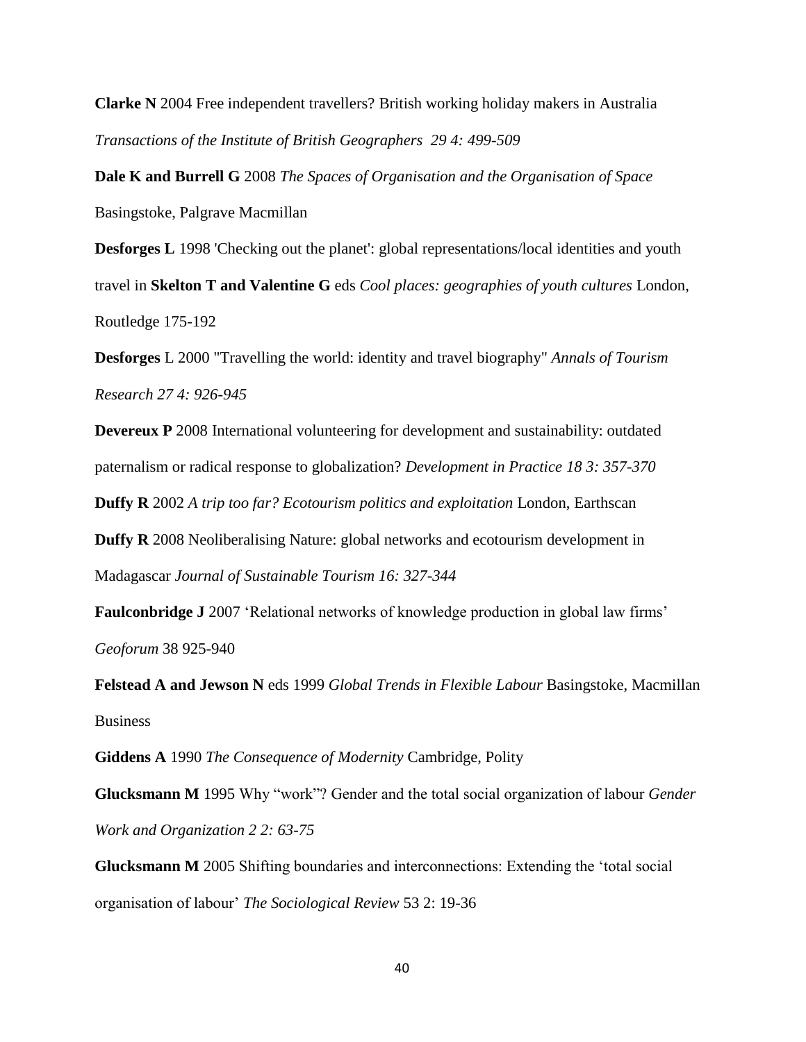**Clarke N** 2004 Free independent travellers? British working holiday makers in Australia *Transactions of the Institute of British Geographers 29 4: 499-509*

**Dale K and Burrell G** 2008 *The Spaces of Organisation and the Organisation of Space* Basingstoke, Palgrave Macmillan

**Desforges L** 1998 'Checking out the planet': global representations/local identities and youth travel in **Skelton T and Valentine G** eds *Cool places: geographies of youth cultures* London, Routledge 175-192

**Desforges** L 2000 "Travelling the world: identity and travel biography" *Annals of Tourism Research 27 4: 926-945*

**Devereux P** 2008 International volunteering for development and sustainability: outdated paternalism or radical response to globalization? *Development in Practice 18 3: 357-370*

**Duffy R** 2002 *A trip too far? Ecotourism politics and exploitation* London, Earthscan

**Duffy R** 2008 Neoliberalising Nature: global networks and ecotourism development in Madagascar *Journal of Sustainable Tourism 16: 327-344*

**Faulconbridge J** 2007 'Relational networks of knowledge production in global law firms' *Geoforum* 38 925-940

**Felstead A and Jewson N** eds 1999 *Global Trends in Flexible Labour* Basingstoke, Macmillan Business

**Giddens A** 1990 *The Consequence of Modernity* Cambridge, Polity

**Glucksmann M** 1995 Why "work"? Gender and the total social organization of labour *Gender Work and Organization 2 2: 63-75*

**Glucksmann M** 2005 Shifting boundaries and interconnections: Extending the 'total social organisation of labour' *The Sociological Review* 53 2: 19-36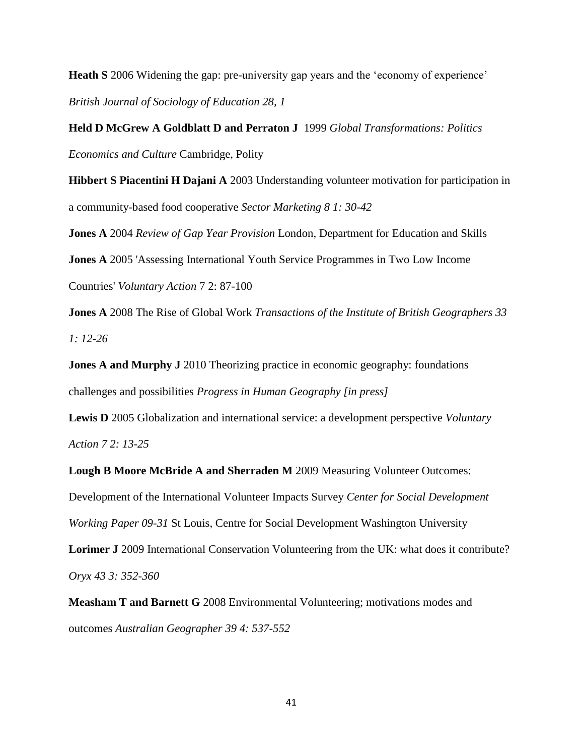**Heath S** 2006 Widening the gap: pre-university gap years and the 'economy of experience' *British Journal of Sociology of Education 28, 1*

**Held D McGrew A Goldblatt D and Perraton J** 1999 *Global Transformations: Politics Economics and Culture* Cambridge, Polity

**Hibbert S Piacentini H Dajani A** 2003 Understanding volunteer motivation for participation in a community-based food cooperative *Sector Marketing 8 1: 30-42*

**Jones A** 2004 *Review of Gap Year Provision* London, Department for Education and Skills

**Jones A** 2005 'Assessing International Youth Service Programmes in Two Low Income Countries' *Voluntary Action* 7 2: 87-100

**Jones A** 2008 The Rise of Global Work *Transactions of the Institute of British Geographers 33 1: 12-26*

**Jones A and Murphy J** 2010 Theorizing practice in economic geography: foundations challenges and possibilities *Progress in Human Geography [in press]*

**Lewis D** 2005 Globalization and international service: a development perspective *Voluntary Action 7 2: 13-25*

**Lough B Moore McBride A and Sherraden M** 2009 Measuring Volunteer Outcomes: Development of the International Volunteer Impacts Survey *Center for Social Development Working Paper 09-31* St Louis, Centre for Social Development Washington University

**Lorimer J** 2009 International Conservation Volunteering from the UK: what does it contribute? *Oryx 43 3: 352-360*

**Measham T and Barnett G** 2008 Environmental Volunteering; motivations modes and outcomes *Australian Geographer 39 4: 537-552*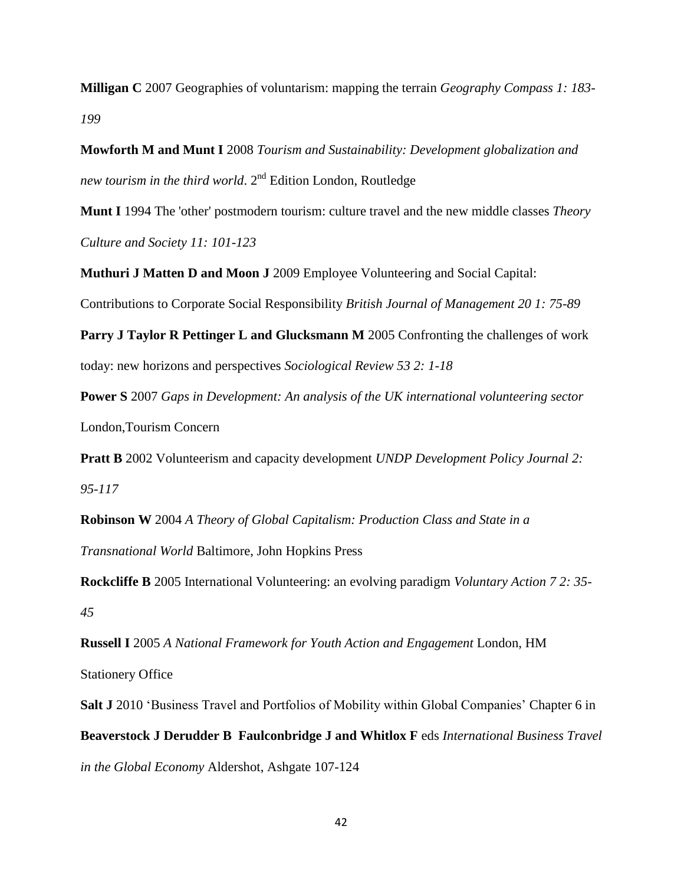**Milligan C** 2007 Geographies of voluntarism: mapping the terrain *Geography Compass 1: 183-199*

**Mowforth M and Munt I** 2008 *Tourism and Sustainability: Development globalization and new tourism in the third world*. 2nd Edition London, Routledge

**Munt I** 1994 The 'other' postmodern tourism: culture travel and the new middle classes *Theory Culture and Society 11: 101-123*

**Muthuri J Matten D and Moon J** 2009 Employee Volunteering and Social Capital: Contributions to Corporate Social Responsibility *British Journal of Management 20 1: 75-89*

**Parry J Taylor R Pettinger L and Glucksmann M** 2005 Confronting the challenges of work today: new horizons and perspectives *Sociological Review 53 2: 1-18*

**Power S** 2007 *Gaps in Development: An analysis of the UK international volunteering sector* London,Tourism Concern

**Pratt B** 2002 Volunteerism and capacity development *UNDP Development Policy Journal 2: 95-117*

**Robinson W** 2004 *A Theory of Global Capitalism: Production Class and State in a Transnational World* Baltimore, John Hopkins Press

**Rockcliffe B** 2005 International Volunteering: an evolving paradigm *Voluntary Action 7 2: 35-45*

**Russell I** 2005 *A National Framework for Youth Action and Engagement* London, HM Stationery Office

**Salt J** 2010 'Business Travel and Portfolios of Mobility within Global Companies' Chapter 6 in **Beaverstock J Derudder B Faulconbridge J and Whitlox F** eds *International Business Travel in the Global Economy* Aldershot, Ashgate 107-124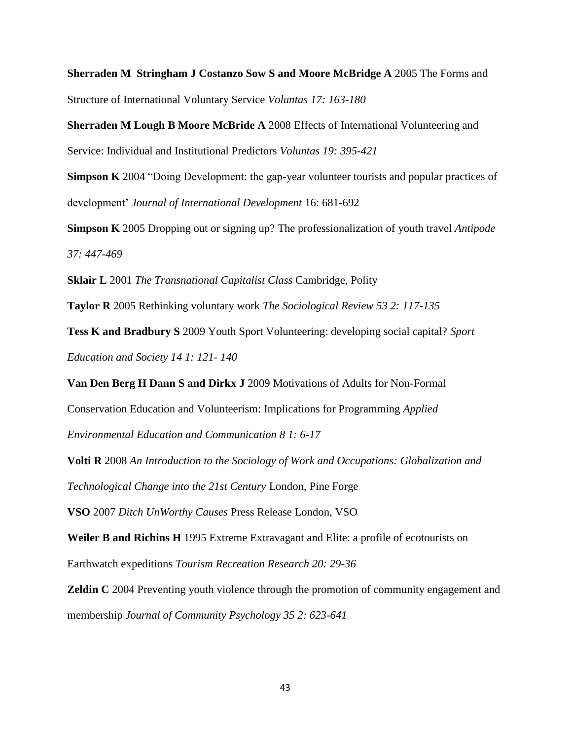**Sherraden M  Stringham J Costanzo Sow S and Moore McBridge A** 2005 The Forms and Structure of International Voluntary Service *Voluntas 17: 163-180*

**Sherraden M Lough B Moore McBride A** 2008 Effects of International Volunteering and Service: Individual and Institutional Predictors *Voluntas 19: 395-421*

**Simpson K** 2004 "Doing Development: the gap-year volunteer tourists and popular practices of development' *Journal of International Development* 16: 681-692

**Simpson K** 2005 Dropping out or signing up? The professionalization of youth travel *Antipode 37: 447-469*

**Sklair L** 2001 *The Transnational Capitalist Class* Cambridge, Polity

**Taylor R** 2005 Rethinking voluntary work *The Sociological Review 53 2: 117-135*

**Tess K and Bradbury S** 2009 Youth Sport Volunteering: developing social capital? *Sport Education and Society 14 1: 121- 140*

**Van Den Berg H Dann S and Dirkx J** 2009 Motivations of Adults for Non-Formal Conservation Education and Volunteerism: Implications for Programming *Applied Environmental Education and Communication 8 1: 6-17*

**Volti R** 2008 *An Introduction to the Sociology of Work and Occupations: Globalization and Technological Change into the 21st Century* London, Pine Forge

**VSO** 2007 *Ditch UnWorthy Causes* Press Release London, VSO

**Weiler B and Richins H** 1995 Extreme Extravagant and Elite: a profile of ecotourists on Earthwatch expeditions *Tourism Recreation Research 20: 29-36*

**Zeldin C** 2004 Preventing youth violence through the promotion of community engagement and membership *Journal of Community Psychology 35 2: 623-641*